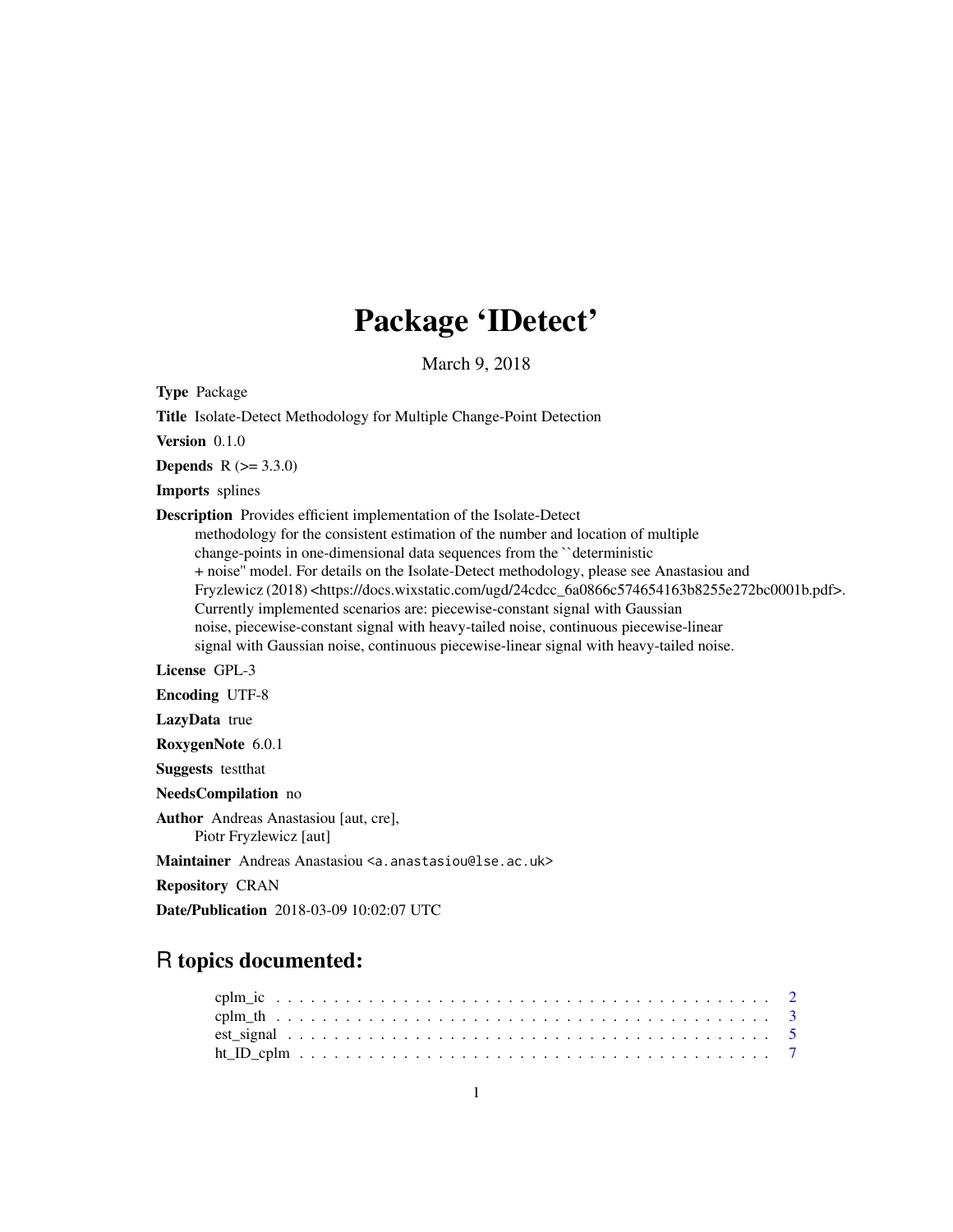# Package 'IDetect'

March 9, 2018

**Type** Package

**Title** Isolate-Detect Methodology for Multiple Change-Point Detection

**Version** 0.1.0

**Depends** R (>= 3.3.0)

**Imports** splines

**Description** Provides efficient implementation of the Isolate-Detect methodology for the consistent estimation of the number and location of multiple change-points in one-dimensional data sequences from the ``deterministic + noise'' model. For details on the Isolate-Detect methodology, please see Anastasiou and Fryzlewicz (2018) <https://docs.wixstatic.com/ugd/24cdcc_6a0866c574654163b8255e272bc0001b.pdf>. Currently implemented scenarios are: piecewise-constant signal with Gaussian noise, piecewise-constant signal with heavy-tailed noise, continuous piecewise-linear signal with Gaussian noise, continuous piecewise-linear signal with heavy-tailed noise.

**License** GPL-3

**Encoding** UTF-8

**LazyData** true

**RoxygenNote** 6.0.1

**Suggests** testthat

**NeedsCompilation** no

**Author** Andreas Anastasiou [aut, cre], Piotr Fryzlewicz [aut]

**Maintainer** Andreas Anastasiou <a.anastasiou@lse.ac.uk>

**Repository** CRAN

**Date/Publication** 2018-03-09 10:02:07 UTC

## R topics documented:

- cplm_ic . . . . . . . . . . . . . . . . . . . . . . . . . . . . . . . . . . . . . . . . . 2
- cplm_th . . . . . . . . . . . . . . . . . . . . . . . . . . . . . . . . . . . . . . . . . 3
- est_signal . . . . . . . . . . . . . . . . . . . . . . . . . . . . . . . . . . . . . . . . 5
- ht_ID_cplm . . . . . . . . . . . . . . . . . . . . . . . . . . . . . . . . . . . . . . . 7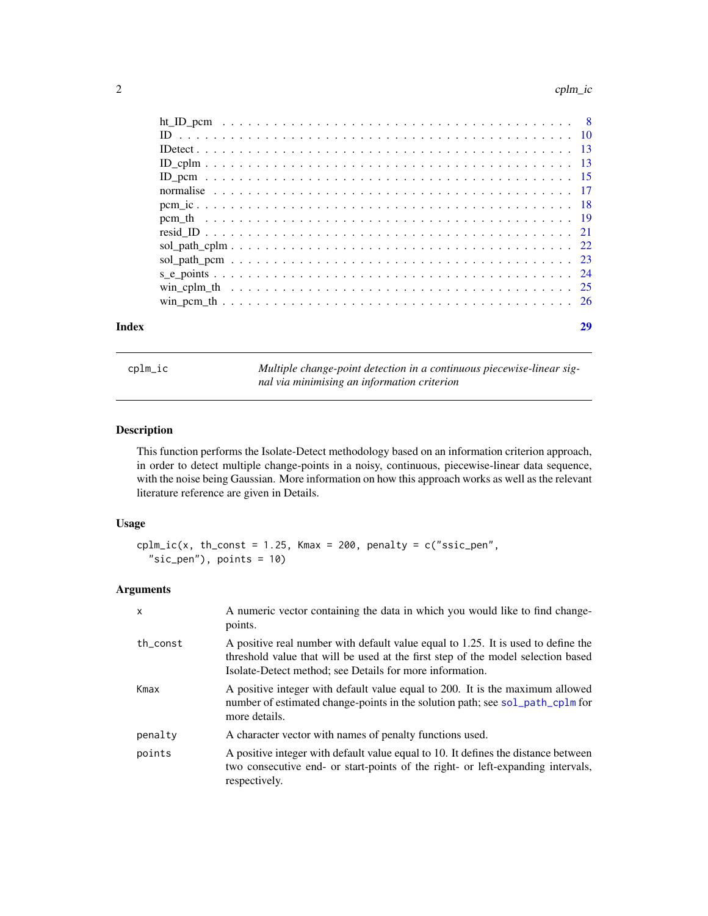ht_ID_pcm . . . . . . . . . . . . . . . . . . . . . . . . . . . . . . . . . . . . . . 8
ID . . . . . . . . . . . . . . . . . . . . . . . . . . . . . . . . . . . . . . . . . . 10
IDetect . . . . . . . . . . . . . . . . . . . . . . . . . . . . . . . . . . . . . . . . 13
ID_cplm . . . . . . . . . . . . . . . . . . . . . . . . . . . . . . . . . . . . . . . . 13
ID_pcm . . . . . . . . . . . . . . . . . . . . . . . . . . . . . . . . . . . . . . . . 15
normalise . . . . . . . . . . . . . . . . . . . . . . . . . . . . . . . . . . . . . . 17
pcm_ic . . . . . . . . . . . . . . . . . . . . . . . . . . . . . . . . . . . . . . . . 18
pcm_th . . . . . . . . . . . . . . . . . . . . . . . . . . . . . . . . . . . . . . . . 19
resid_ID . . . . . . . . . . . . . . . . . . . . . . . . . . . . . . . . . . . . . . . 21
sol_path_cplm . . . . . . . . . . . . . . . . . . . . . . . . . . . . . . . . . . . . 22
sol_path_pcm . . . . . . . . . . . . . . . . . . . . . . . . . . . . . . . . . . . . 23
s_e_points . . . . . . . . . . . . . . . . . . . . . . . . . . . . . . . . . . . . . 24
win_cplm_th . . . . . . . . . . . . . . . . . . . . . . . . . . . . . . . . . . . . 25
win_pcm_th . . . . . . . . . . . . . . . . . . . . . . . . . . . . . . . . . . . . . 26

**Index** **29**

---

`cplm_ic` *Multiple change-point detection in a continuous piecewise-linear signal via minimising an information criterion*

---

## Description

This function performs the Isolate-Detect methodology based on an information criterion approach, in order to detect multiple change-points in a noisy, continuous, piecewise-linear data sequence, with the noise being Gaussian. More information on how this approach works as well as the relevant literature reference are given in Details.

## Usage

```
cplm_ic(x, th_const = 1.25, Kmax = 200, penalty = c("ssic_pen",
  "sic_pen"), points = 10)
```

## Arguments

| | |
|---|---|
| `x` | A numeric vector containing the data in which you would like to find change-points. |
| `th_const` | A positive real number with default value equal to 1.25. It is used to define the threshold value that will be used at the first step of the model selection based Isolate-Detect method; see Details for more information. |
| `Kmax` | A positive integer with default value equal to 200. It is the maximum allowed number of estimated change-points in the solution path; see `sol_path_cplm` for more details. |
| `penalty` | A character vector with names of penalty functions used. |
| `points` | A positive integer with default value equal to 10. It defines the distance between two consecutive end- or start-points of the right- or left-expanding intervals, respectively. |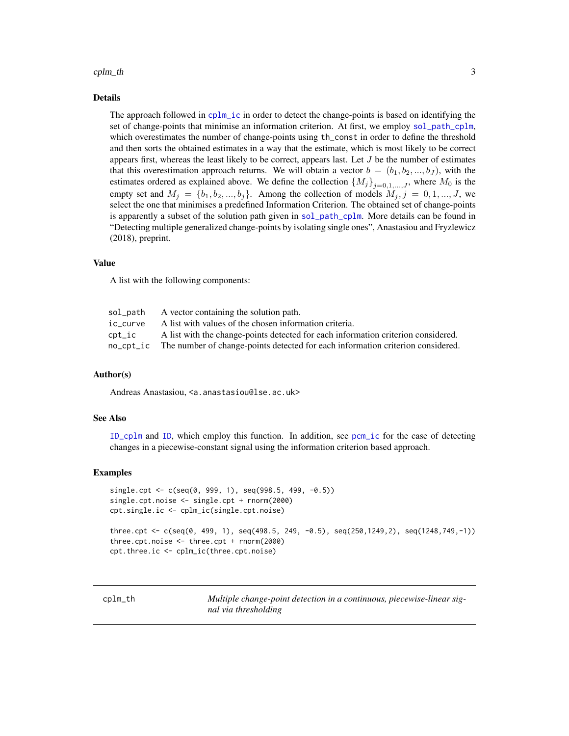## Details

The approach followed in cplm_ic in order to detect the change-points is based on identifying the set of change-points that minimise an information criterion. At first, we employ sol_path_cplm, which overestimates the number of change-points using th_const in order to define the threshold and then sorts the obtained estimates in a way that the estimate, which is most likely to be correct appears first, whereas the least likely to be correct, appears last. Let $J$ be the number of estimates that this overestimation approach returns. We will obtain a vector $b = (b_1, b_2, ..., b_J)$, with the estimates ordered as explained above. We define the collection $\{M_j\}_{j=0,1,...,J}$, where $M_0$ is the empty set and $M_j = \{b_1, b_2, ..., b_j\}$. Among the collection of models $M_j, j = 0, 1, ..., J$, we select the one that minimises a predefined Information Criterion. The obtained set of change-points is apparently a subset of the solution path given in sol_path_cplm. More details can be found in "Detecting multiple generalized change-points by isolating single ones", Anastasiou and Fryzlewicz (2018), preprint.

## Value

A list with the following components:

| | |
|---|---|
| sol_path | A vector containing the solution path. |
| ic_curve | A list with values of the chosen information criteria. |
| cpt_ic | A list with the change-points detected for each information criterion considered. |
| no_cpt_ic | The number of change-points detected for each information criterion considered. |

## Author(s)

Andreas Anastasiou, <a.anastasiou@lse.ac.uk>

## See Also

ID_cplm and ID, which employ this function. In addition, see pcm_ic for the case of detecting changes in a piecewise-constant signal using the information criterion based approach.

## Examples

```
single.cpt <- c(seq(0, 999, 1), seq(998.5, 499, -0.5))
single.cpt.noise <- single.cpt + rnorm(2000)
cpt.single.ic <- cplm_ic(single.cpt.noise)

three.cpt <- c(seq(0, 499, 1), seq(498.5, 249, -0.5), seq(250,1249,2), seq(1248,749,-1))
three.cpt.noise <- three.cpt + rnorm(2000)
cpt.three.ic <- cplm_ic(three.cpt.noise)
```

---

cplm_th *Multiple change-point detection in a continuous, piecewise-linear signal via thresholding*

---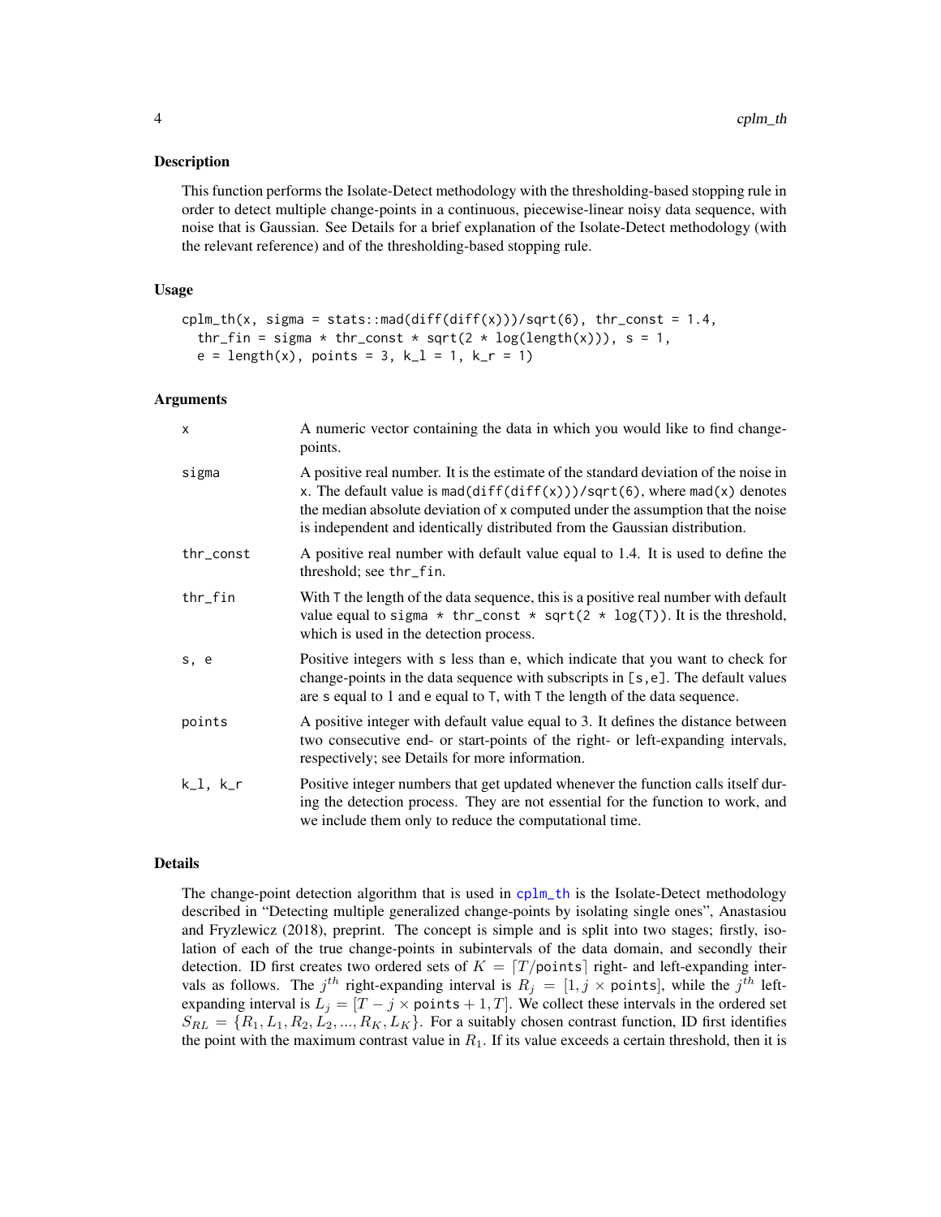## Description

This function performs the Isolate-Detect methodology with the thresholding-based stopping rule in order to detect multiple change-points in a continuous, piecewise-linear noisy data sequence, with noise that is Gaussian. See Details for a brief explanation of the Isolate-Detect methodology (with the relevant reference) and of the thresholding-based stopping rule.

## Usage

```
cplm_th(x, sigma = stats::mad(diff(diff(x)))/sqrt(6), thr_const = 1.4,
  thr_fin = sigma * thr_const * sqrt(2 * log(length(x))), s = 1,
  e = length(x), points = 3, k_l = 1, k_r = 1)
```

## Arguments

| | |
|---|---|
| x | A numeric vector containing the data in which you would like to find change-points. |
| sigma | A positive real number. It is the estimate of the standard deviation of the noise in x. The default value is mad(diff(diff(x)))/sqrt(6), where mad(x) denotes the median absolute deviation of x computed under the assumption that the noise is independent and identically distributed from the Gaussian distribution. |
| thr_const | A positive real number with default value equal to 1.4. It is used to define the threshold; see thr_fin. |
| thr_fin | With T the length of the data sequence, this is a positive real number with default value equal to sigma * thr_const * sqrt(2 * log(T)). It is the threshold, which is used in the detection process. |
| s, e | Positive integers with s less than e, which indicate that you want to check for change-points in the data sequence with subscripts in [s,e]. The default values are s equal to 1 and e equal to T, with T the length of the data sequence. |
| points | A positive integer with default value equal to 3. It defines the distance between two consecutive end- or start-points of the right- or left-expanding intervals, respectively; see Details for more information. |
| k_l, k_r | Positive integer numbers that get updated whenever the function calls itself during the detection process. They are not essential for the function to work, and we include them only to reduce the computational time. |

## Details

The change-point detection algorithm that is used in cplm_th is the Isolate-Detect methodology described in "Detecting multiple generalized change-points by isolating single ones", Anastasiou and Fryzlewicz (2018), preprint. The concept is simple and is split into two stages; firstly, isolation of each of the true change-points in subintervals of the data domain, and secondly their detection. ID first creates two ordered sets of $K = \lceil T/\text{points} \rceil$ right- and left-expanding intervals as follows. The $j^{th}$ right-expanding interval is $R_j = [1, j \times \text{points}]$, while the $j^{th}$ left-expanding interval is $L_j = [T - j \times \text{points} + 1, T]$. We collect these intervals in the ordered set $S_{RL} = \{R_1, L_1, R_2, L_2, ..., R_K, L_K\}$. For a suitably chosen contrast function, ID first identifies the point with the maximum contrast value in $R_1$. If its value exceeds a certain threshold, then it is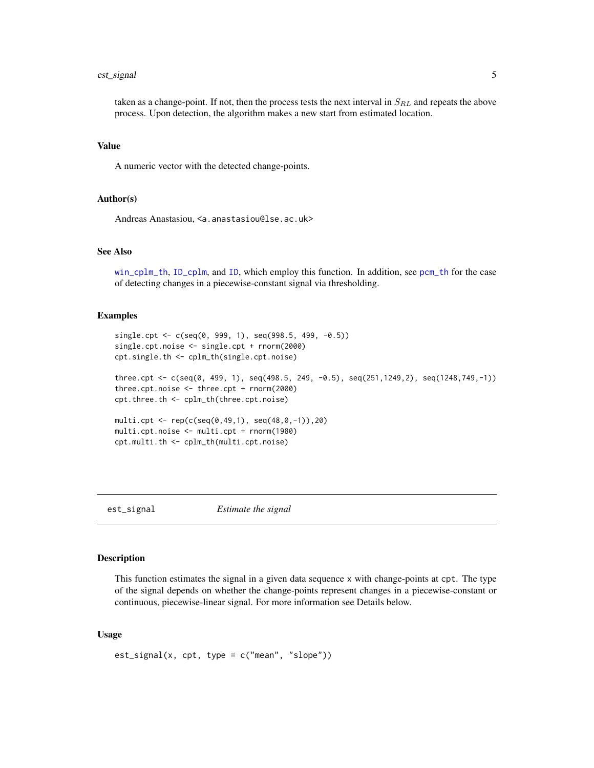taken as a change-point. If not, then the process tests the next interval in $S_{RL}$ and repeats the above process. Upon detection, the algorithm makes a new start from estimated location.

### Value

A numeric vector with the detected change-points.

### Author(s)

Andreas Anastasiou, <a.anastasiou@lse.ac.uk>

### See Also

win_cplm_th, ID_cplm, and ID, which employ this function. In addition, see pcm_th for the case of detecting changes in a piecewise-constant signal via thresholding.

### Examples

```
single.cpt <- c(seq(0, 999, 1), seq(998.5, 499, -0.5))
single.cpt.noise <- single.cpt + rnorm(2000)
cpt.single.th <- cplm_th(single.cpt.noise)

three.cpt <- c(seq(0, 499, 1), seq(498.5, 249, -0.5), seq(251,1249,2), seq(1248,749,-1))
three.cpt.noise <- three.cpt + rnorm(2000)
cpt.three.th <- cplm_th(three.cpt.noise)

multi.cpt <- rep(c(seq(0,49,1), seq(48,0,-1)),20)
multi.cpt.noise <- multi.cpt + rnorm(1980)
cpt.multi.th <- cplm_th(multi.cpt.noise)
```

---

## est_signal *Estimate the signal*

### Description

This function estimates the signal in a given data sequence x with change-points at cpt. The type of the signal depends on whether the change-points represent changes in a piecewise-constant or continuous, piecewise-linear signal. For more information see Details below.

### Usage

```
est_signal(x, cpt, type = c("mean", "slope"))
```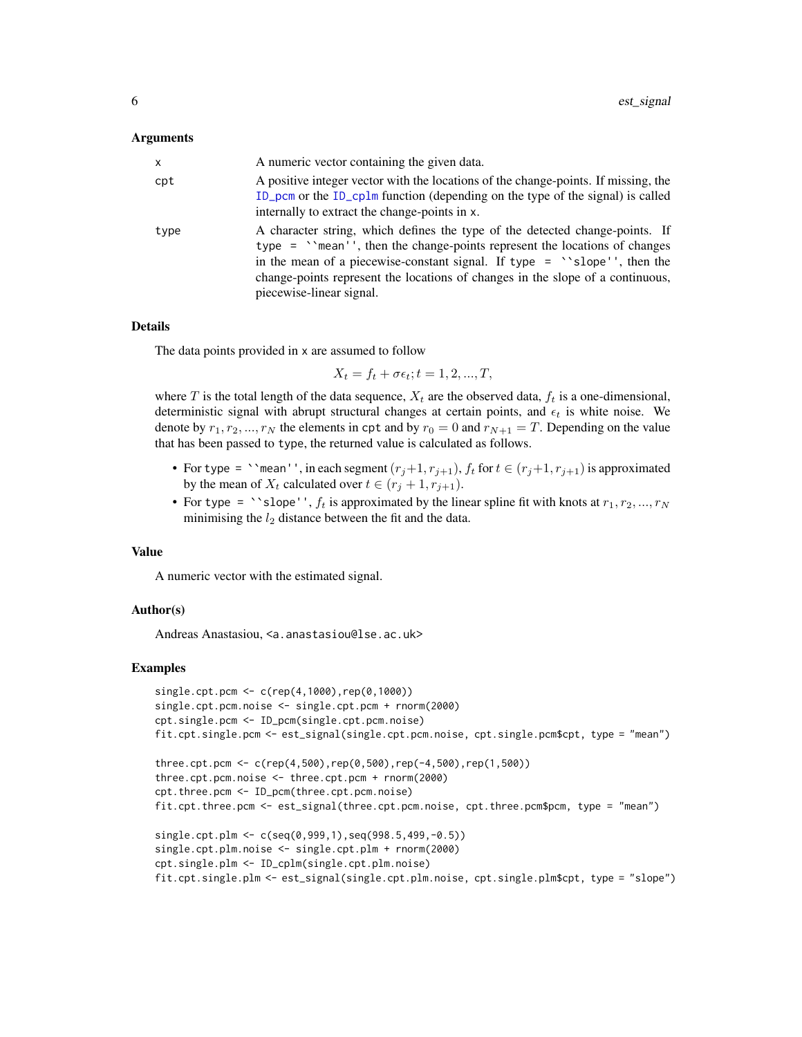### Arguments

| | |
|---|---|
| x | A numeric vector containing the given data. |
| cpt | A positive integer vector with the locations of the change-points. If missing, the ID_pcm or the ID_cplm function (depending on the type of the signal) is called internally to extract the change-points in x. |
| type | A character string, which defines the type of the detected change-points. If type = ``mean'', then the change-points represent the locations of changes in the mean of a piecewise-constant signal. If type = ``slope'', then the change-points represent the locations of changes in the slope of a continuous, piecewise-linear signal. |

### Details

The data points provided in x are assumed to follow

$$X_t = f_t + \sigma\epsilon_t; t = 1, 2, ..., T,$$

where $T$ is the total length of the data sequence, $X_t$ are the observed data, $f_t$ is a one-dimensional, deterministic signal with abrupt structural changes at certain points, and $\epsilon_t$ is white noise. We denote by $r_1, r_2, ..., r_N$ the elements in cpt and by $r_0 = 0$ and $r_{N+1} = T$. Depending on the value that has been passed to type, the returned value is calculated as follows.

- For type = ``mean'', in each segment $(r_j+1, r_{j+1})$, $f_t$ for $t \in (r_j+1, r_{j+1})$ is approximated by the mean of $X_t$ calculated over $t \in (r_j + 1, r_{j+1})$.
- For type = ``slope'', $f_t$ is approximated by the linear spline fit with knots at $r_1, r_2, ..., r_N$ minimising the $l_2$ distance between the fit and the data.

### Value

A numeric vector with the estimated signal.

### Author(s)

Andreas Anastasiou, <a.anastasiou@lse.ac.uk>

### Examples

```
single.cpt.pcm <- c(rep(4,1000),rep(0,1000))
single.cpt.pcm.noise <- single.cpt.pcm + rnorm(2000)
cpt.single.pcm <- ID_pcm(single.cpt.pcm.noise)
fit.cpt.single.pcm <- est_signal(single.cpt.pcm.noise, cpt.single.pcm$cpt, type = "mean")

three.cpt.pcm <- c(rep(4,500),rep(0,500),rep(-4,500),rep(1,500))
three.cpt.pcm.noise <- three.cpt.pcm + rnorm(2000)
cpt.three.pcm <- ID_pcm(three.cpt.pcm.noise)
fit.cpt.three.pcm <- est_signal(three.cpt.pcm.noise, cpt.three.pcm$pcm, type = "mean")

single.cpt.plm <- c(seq(0,999,1),seq(998.5,499,-0.5))
single.cpt.plm.noise <- single.cpt.plm + rnorm(2000)
cpt.single.plm <- ID_cplm(single.cpt.plm.noise)
fit.cpt.single.plm <- est_signal(single.cpt.plm.noise, cpt.single.plm$cpt, type = "slope")
```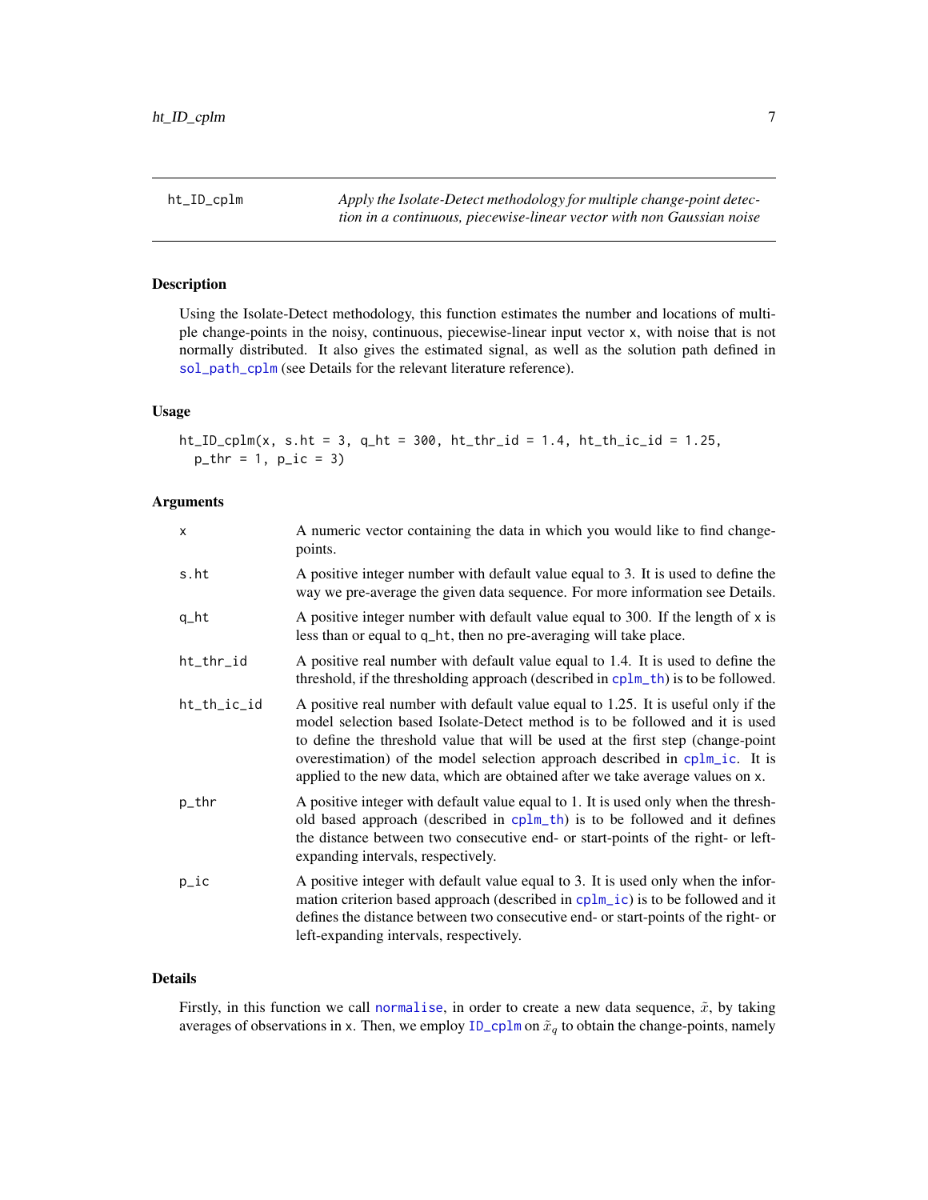ht_ID_cplm — *Apply the Isolate-Detect methodology for multiple change-point detection in a continuous, piecewise-linear vector with non Gaussian noise*

## Description

Using the Isolate-Detect methodology, this function estimates the number and locations of multiple change-points in the noisy, continuous, piecewise-linear input vector x, with noise that is not normally distributed. It also gives the estimated signal, as well as the solution path defined in sol_path_cplm (see Details for the relevant literature reference).

## Usage

```
ht_ID_cplm(x, s.ht = 3, q_ht = 300, ht_thr_id = 1.4, ht_th_ic_id = 1.25,
  p_thr = 1, p_ic = 3)
```

## Arguments

| | |
|---|---|
| x | A numeric vector containing the data in which you would like to find change-points. |
| s.ht | A positive integer number with default value equal to 3. It is used to define the way we pre-average the given data sequence. For more information see Details. |
| q_ht | A positive integer number with default value equal to 300. If the length of x is less than or equal to q_ht, then no pre-averaging will take place. |
| ht_thr_id | A positive real number with default value equal to 1.4. It is used to define the threshold, if the thresholding approach (described in cplm_th) is to be followed. |
| ht_th_ic_id | A positive real number with default value equal to 1.25. It is useful only if the model selection based Isolate-Detect method is to be followed and it is used to define the threshold value that will be used at the first step (change-point overestimation) of the model selection approach described in cplm_ic. It is applied to the new data, which are obtained after we take average values on x. |
| p_thr | A positive integer with default value equal to 1. It is used only when the threshold based approach (described in cplm_th) is to be followed and it defines the distance between two consecutive end- or start-points of the right- or left-expanding intervals, respectively. |
| p_ic | A positive integer with default value equal to 3. It is used only when the information criterion based approach (described in cplm_ic) is to be followed and it defines the distance between two consecutive end- or start-points of the right- or left-expanding intervals, respectively. |

## Details

Firstly, in this function we call normalise, in order to create a new data sequence, $\tilde{x}$, by taking averages of observations in x. Then, we employ ID_cplm on $\tilde{x}_q$ to obtain the change-points, namely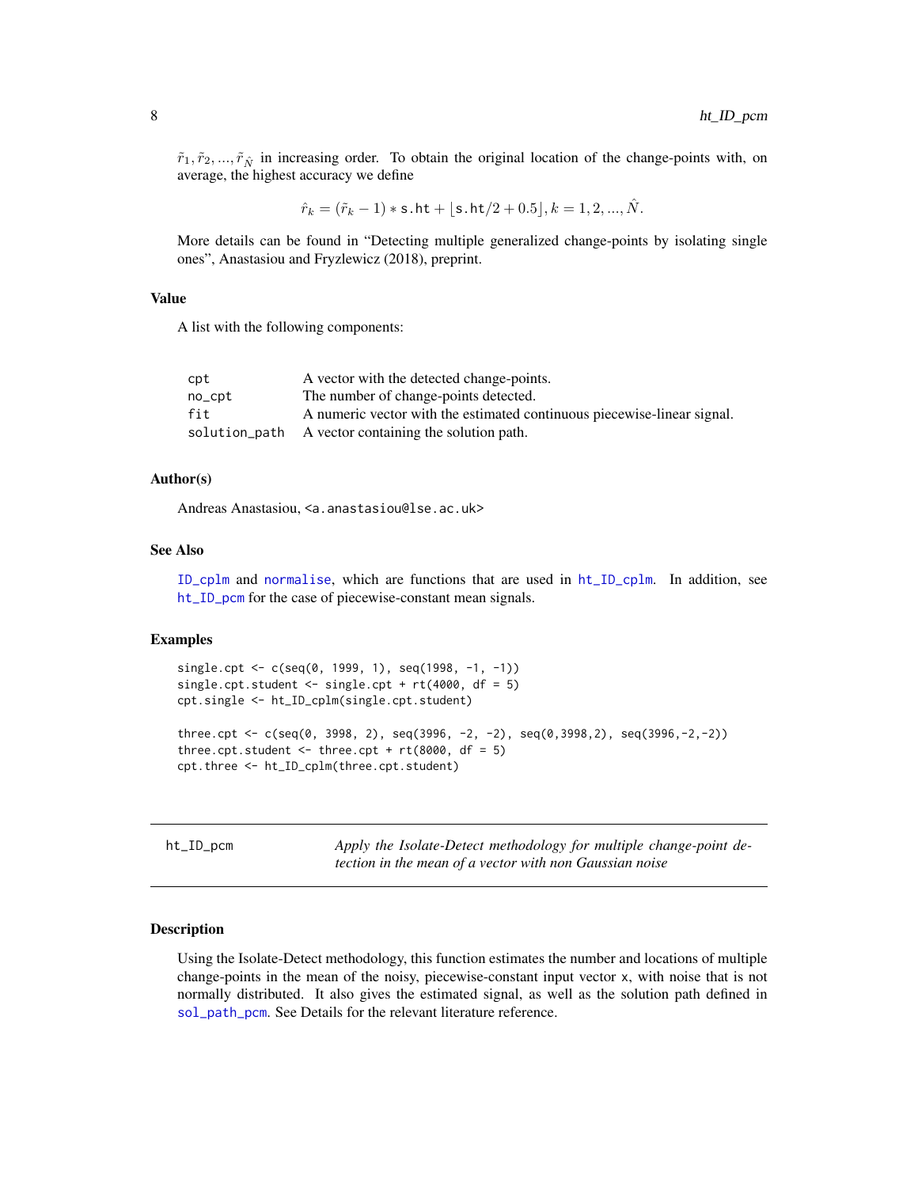$\tilde{r}_1, \tilde{r}_2, ..., \tilde{r}_{\hat{N}}$ in increasing order. To obtain the original location of the change-points with, on average, the highest accuracy we define

$$\hat{r}_k = (\tilde{r}_k - 1) * \texttt{s.ht} + \lfloor \texttt{s.ht}/2 + 0.5 \rfloor, k = 1, 2, ..., \hat{N}.$$

More details can be found in "Detecting multiple generalized change-points by isolating single ones", Anastasiou and Fryzlewicz (2018), preprint.

### Value

A list with the following components:

| | |
|---|---|
| cpt | A vector with the detected change-points. |
| no_cpt | The number of change-points detected. |
| fit | A numeric vector with the estimated continuous piecewise-linear signal. |
| solution_path | A vector containing the solution path. |

### Author(s)

Andreas Anastasiou, <a.anastasiou@lse.ac.uk>

### See Also

ID_cplm and normalise, which are functions that are used in ht_ID_cplm. In addition, see ht_ID_pcm for the case of piecewise-constant mean signals.

### Examples

```
single.cpt <- c(seq(0, 1999, 1), seq(1998, -1, -1))
single.cpt.student <- single.cpt + rt(4000, df = 5)
cpt.single <- ht_ID_cplm(single.cpt.student)

three.cpt <- c(seq(0, 3998, 2), seq(3996, -2, -2), seq(0,3998,2), seq(3996,-2,-2))
three.cpt.student <- three.cpt + rt(8000, df = 5)
cpt.three <- ht_ID_cplm(three.cpt.student)
```

---

## ht_ID_pcm — *Apply the Isolate-Detect methodology for multiple change-point detection in the mean of a vector with non Gaussian noise*

---

### Description

Using the Isolate-Detect methodology, this function estimates the number and locations of multiple change-points in the mean of the noisy, piecewise-constant input vector x, with noise that is not normally distributed. It also gives the estimated signal, as well as the solution path defined in sol_path_pcm. See Details for the relevant literature reference.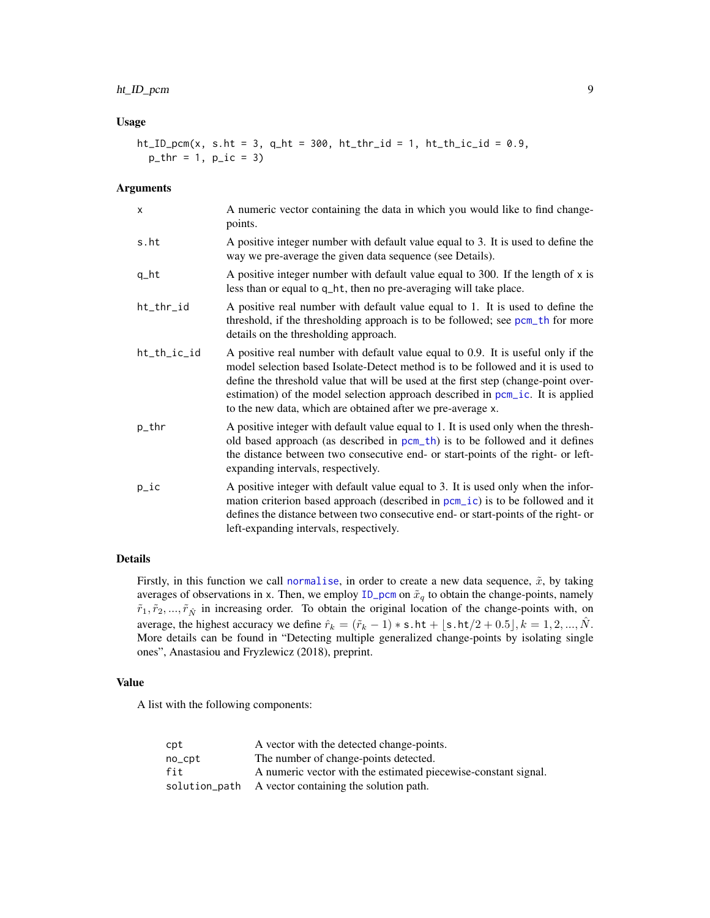## Usage

```
ht_ID_pcm(x, s.ht = 3, q_ht = 300, ht_thr_id = 1, ht_th_ic_id = 0.9,
  p_thr = 1, p_ic = 3)
```

## Arguments

| | |
|---|---|
| x | A numeric vector containing the data in which you would like to find change-points. |
| s.ht | A positive integer number with default value equal to 3. It is used to define the way we pre-average the given data sequence (see Details). |
| q_ht | A positive integer number with default value equal to 300. If the length of x is less than or equal to q_ht, then no pre-averaging will take place. |
| ht_thr_id | A positive real number with default value equal to 1. It is used to define the threshold, if the thresholding approach is to be followed; see pcm_th for more details on the thresholding approach. |
| ht_th_ic_id | A positive real number with default value equal to 0.9. It is useful only if the model selection based Isolate-Detect method is to be followed and it is used to define the threshold value that will be used at the first step (change-point over-estimation) of the model selection approach described in pcm_ic. It is applied to the new data, which are obtained after we pre-average x. |
| p_thr | A positive integer with default value equal to 1. It is used only when the threshold based approach (as described in pcm_th) is to be followed and it defines the distance between two consecutive end- or start-points of the right- or left-expanding intervals, respectively. |
| p_ic | A positive integer with default value equal to 3. It is used only when the information criterion based approach (described in pcm_ic) is to be followed and it defines the distance between two consecutive end- or start-points of the right- or left-expanding intervals, respectively. |

## Details

Firstly, in this function we call normalise, in order to create a new data sequence, $\tilde{x}$, by taking averages of observations in x. Then, we employ ID_pcm on $\tilde{x}_q$ to obtain the change-points, namely $\tilde{r}_1, \tilde{r}_2, ..., \tilde{r}_{\hat{N}}$ in increasing order. To obtain the original location of the change-points with, on average, the highest accuracy we define $\hat{r}_k = (\tilde{r}_k - 1) * \text{s.ht} + \lfloor \text{s.ht}/2 + 0.5 \rfloor, k = 1, 2, ..., \hat{N}$. More details can be found in "Detecting multiple generalized change-points by isolating single ones", Anastasiou and Fryzlewicz (2018), preprint.

## Value

A list with the following components:

| | |
|---|---|
| cpt | A vector with the detected change-points. |
| no_cpt | The number of change-points detected. |
| fit | A numeric vector with the estimated piecewise-constant signal. |
| solution_path | A vector containing the solution path. |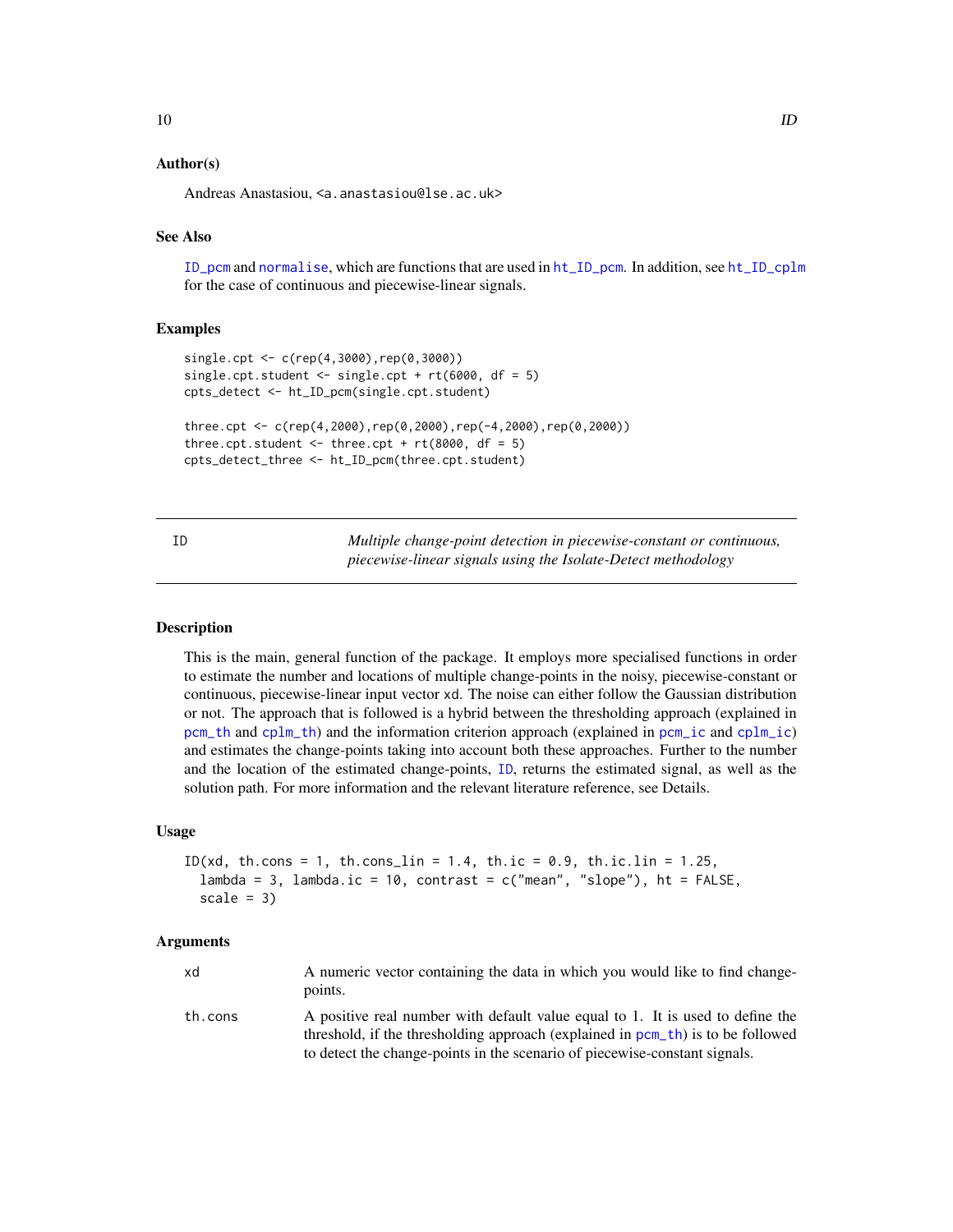### Author(s)

Andreas Anastasiou, <a.anastasiou@lse.ac.uk>

### See Also

ID_pcm and normalise, which are functions that are used in ht_ID_pcm. In addition, see ht_ID_cplm for the case of continuous and piecewise-linear signals.

### Examples

```
single.cpt <- c(rep(4,3000),rep(0,3000))
single.cpt.student <- single.cpt + rt(6000, df = 5)
cpts_detect <- ht_ID_pcm(single.cpt.student)

three.cpt <- c(rep(4,2000),rep(0,2000),rep(-4,2000),rep(0,2000))
three.cpt.student <- three.cpt + rt(8000, df = 5)
cpts_detect_three <- ht_ID_pcm(three.cpt.student)
```

---

## ID — *Multiple change-point detection in piecewise-constant or continuous, piecewise-linear signals using the Isolate-Detect methodology*

---

### Description

This is the main, general function of the package. It employs more specialised functions in order to estimate the number and locations of multiple change-points in the noisy, piecewise-constant or continuous, piecewise-linear input vector xd. The noise can either follow the Gaussian distribution or not. The approach that is followed is a hybrid between the thresholding approach (explained in pcm_th and cplm_th) and the information criterion approach (explained in pcm_ic and cplm_ic) and estimates the change-points taking into account both these approaches. Further to the number and the location of the estimated change-points, ID, returns the estimated signal, as well as the solution path. For more information and the relevant literature reference, see Details.

### Usage

```
ID(xd, th.cons = 1, th.cons_lin = 1.4, th.ic = 0.9, th.ic.lin = 1.25,
  lambda = 3, lambda.ic = 10, contrast = c("mean", "slope"), ht = FALSE,
  scale = 3)
```

### Arguments

| | |
|---|---|
| xd | A numeric vector containing the data in which you would like to find change-points. |
| th.cons | A positive real number with default value equal to 1. It is used to define the threshold, if the thresholding approach (explained in pcm_th) is to be followed to detect the change-points in the scenario of piecewise-constant signals. |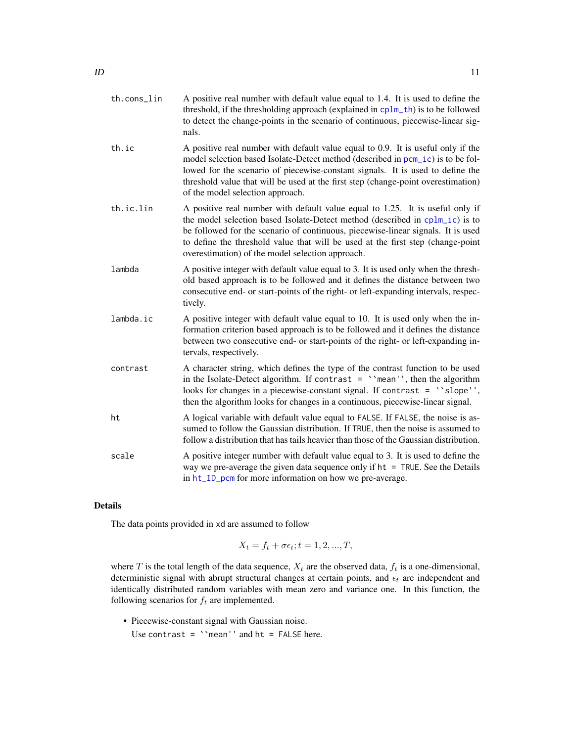| | |
|---|---|
| th.cons_lin | A positive real number with default value equal to 1.4. It is used to define the threshold, if the thresholding approach (explained in cplm_th) is to be followed to detect the change-points in the scenario of continuous, piecewise-linear signals. |
| th.ic | A positive real number with default value equal to 0.9. It is useful only if the model selection based Isolate-Detect method (described in pcm_ic) is to be followed for the scenario of piecewise-constant signals. It is used to define the threshold value that will be used at the first step (change-point overestimation) of the model selection approach. |
| th.ic.lin | A positive real number with default value equal to 1.25. It is useful only if the model selection based Isolate-Detect method (described in cplm_ic) is to be followed for the scenario of continuous, piecewise-linear signals. It is used to define the threshold value that will be used at the first step (change-point overestimation) of the model selection approach. |
| lambda | A positive integer with default value equal to 3. It is used only when the threshold based approach is to be followed and it defines the distance between two consecutive end- or start-points of the right- or left-expanding intervals, respectively. |
| lambda.ic | A positive integer with default value equal to 10. It is used only when the information criterion based approach is to be followed and it defines the distance between two consecutive end- or start-points of the right- or left-expanding intervals, respectively. |
| contrast | A character string, which defines the type of the contrast function to be used in the Isolate-Detect algorithm. If `contrast = ``mean''`, then the algorithm looks for changes in a piecewise-constant signal. If `contrast = ``slope''`, then the algorithm looks for changes in a continuous, piecewise-linear signal. |
| ht | A logical variable with default value equal to `FALSE`. If `FALSE`, the noise is assumed to follow the Gaussian distribution. If `TRUE`, then the noise is assumed to follow a distribution that has tails heavier than those of the Gaussian distribution. |
| scale | A positive integer number with default value equal to 3. It is used to define the way we pre-average the given data sequence only if `ht = TRUE`. See the Details in ht_ID_pcm for more information on how we pre-average. |

## Details

The data points provided in `xd` are assumed to follow

$$X_t = f_t + \sigma\epsilon_t; t = 1, 2, ..., T,$$

where $T$ is the total length of the data sequence, $X_t$ are the observed data, $f_t$ is a one-dimensional, deterministic signal with abrupt structural changes at certain points, and $\epsilon_t$ are independent and identically distributed random variables with mean zero and variance one. In this function, the following scenarios for $f_t$ are implemented.

- Piecewise-constant signal with Gaussian noise.
  Use `contrast = ``mean''` and `ht = FALSE` here.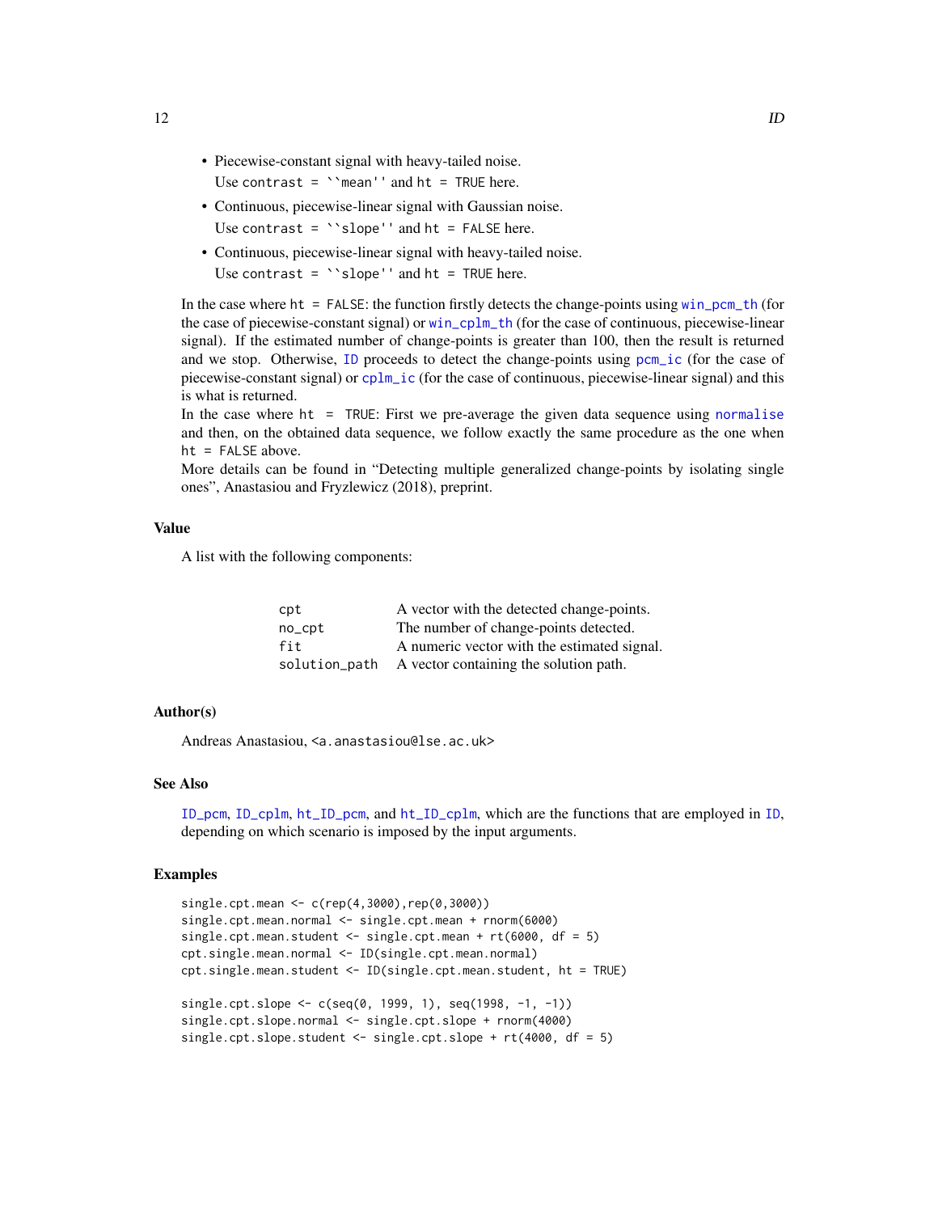- Piecewise-constant signal with heavy-tailed noise.
  Use `contrast = ``mean''` and `ht = TRUE` here.
- Continuous, piecewise-linear signal with Gaussian noise.
  Use `contrast = ``slope''` and `ht = FALSE` here.
- Continuous, piecewise-linear signal with heavy-tailed noise.
  Use `contrast = ``slope''` and `ht = TRUE` here.

In the case where `ht = FALSE`: the function firstly detects the change-points using `win_pcm_th` (for the case of piecewise-constant signal) or `win_cplm_th` (for the case of continuous, piecewise-linear signal). If the estimated number of change-points is greater than 100, then the result is returned and we stop. Otherwise, `ID` proceeds to detect the change-points using `pcm_ic` (for the case of piecewise-constant signal) or `cplm_ic` (for the case of continuous, piecewise-linear signal) and this is what is returned.
In the case where `ht = TRUE`: First we pre-average the given data sequence using `normalise` and then, on the obtained data sequence, we follow exactly the same procedure as the one when `ht = FALSE` above.
More details can be found in "Detecting multiple generalized change-points by isolating single ones", Anastasiou and Fryzlewicz (2018), preprint.

### Value

A list with the following components:

| | |
|---|---|
| cpt | A vector with the detected change-points. |
| no_cpt | The number of change-points detected. |
| fit | A numeric vector with the estimated signal. |
| solution_path | A vector containing the solution path. |

### Author(s)

Andreas Anastasiou, <a.anastasiou@lse.ac.uk>

### See Also

`ID_pcm`, `ID_cplm`, `ht_ID_pcm`, and `ht_ID_cplm`, which are the functions that are employed in `ID`, depending on which scenario is imposed by the input arguments.

### Examples

```
single.cpt.mean <- c(rep(4,3000),rep(0,3000))
single.cpt.mean.normal <- single.cpt.mean + rnorm(6000)
single.cpt.mean.student <- single.cpt.mean + rt(6000, df = 5)
cpt.single.mean.normal <- ID(single.cpt.mean.normal)
cpt.single.mean.student <- ID(single.cpt.mean.student, ht = TRUE)

single.cpt.slope <- c(seq(0, 1999, 1), seq(1998, -1, -1))
single.cpt.slope.normal <- single.cpt.slope + rnorm(4000)
single.cpt.slope.student <- single.cpt.slope + rt(4000, df = 5)
```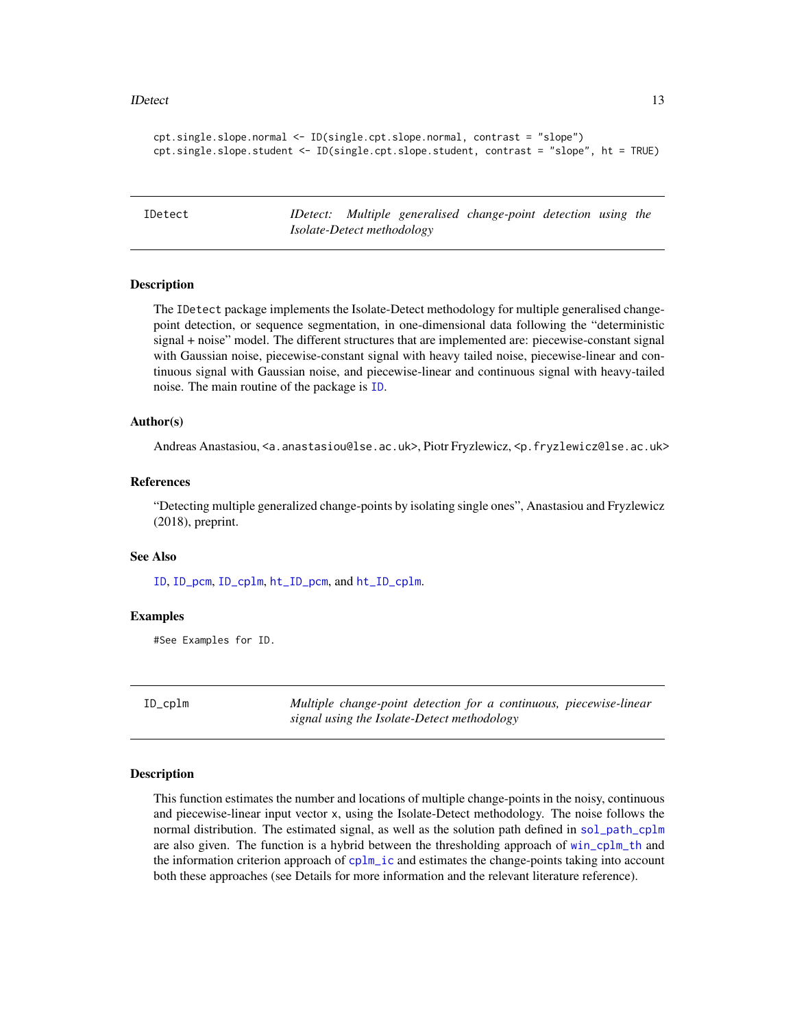```
cpt.single.slope.normal <- ID(single.cpt.slope.normal, contrast = "slope")
cpt.single.slope.student <- ID(single.cpt.slope.student, contrast = "slope", ht = TRUE)
```

## IDetect — *IDetect: Multiple generalised change-point detection using the Isolate-Detect methodology*

### Description

The IDetect package implements the Isolate-Detect methodology for multiple generalised change-point detection, or sequence segmentation, in one-dimensional data following the "deterministic signal + noise" model. The different structures that are implemented are: piecewise-constant signal with Gaussian noise, piecewise-constant signal with heavy tailed noise, piecewise-linear and continuous signal with Gaussian noise, and piecewise-linear and continuous signal with heavy-tailed noise. The main routine of the package is ID.

### Author(s)

Andreas Anastasiou, <a.anastasiou@lse.ac.uk>, Piotr Fryzlewicz, <p.fryzlewicz@lse.ac.uk>

### References

"Detecting multiple generalized change-points by isolating single ones", Anastasiou and Fryzlewicz (2018), preprint.

### See Also

ID, ID_pcm, ID_cplm, ht_ID_pcm, and ht_ID_cplm.

### Examples

```
#See Examples for ID.
```

## ID_cplm — *Multiple change-point detection for a continuous, piecewise-linear signal using the Isolate-Detect methodology*

### Description

This function estimates the number and locations of multiple change-points in the noisy, continuous and piecewise-linear input vector x, using the Isolate-Detect methodology. The noise follows the normal distribution. The estimated signal, as well as the solution path defined in sol_path_cplm are also given. The function is a hybrid between the thresholding approach of win_cplm_th and the information criterion approach of cplm_ic and estimates the change-points taking into account both these approaches (see Details for more information and the relevant literature reference).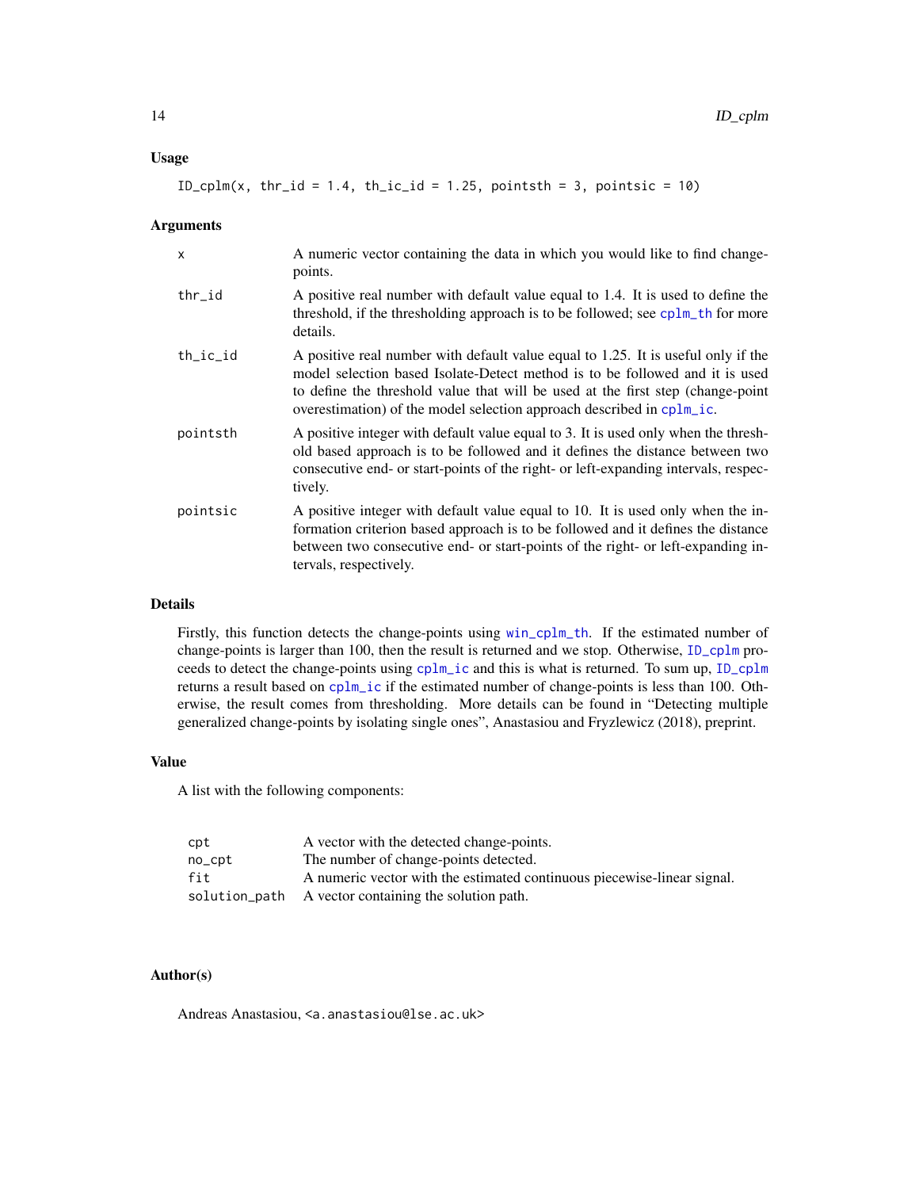### Usage

```
ID_cplm(x, thr_id = 1.4, th_ic_id = 1.25, pointsth = 3, pointsic = 10)
```

### Arguments

| | |
|---|---|
| x | A numeric vector containing the data in which you would like to find change-points. |
| thr_id | A positive real number with default value equal to 1.4. It is used to define the threshold, if the thresholding approach is to be followed; see cplm_th for more details. |
| th_ic_id | A positive real number with default value equal to 1.25. It is useful only if the model selection based Isolate-Detect method is to be followed and it is used to define the threshold value that will be used at the first step (change-point overestimation) of the model selection approach described in cplm_ic. |
| pointsth | A positive integer with default value equal to 3. It is used only when the threshold based approach is to be followed and it defines the distance between two consecutive end- or start-points of the right- or left-expanding intervals, respectively. |
| pointsic | A positive integer with default value equal to 10. It is used only when the information criterion based approach is to be followed and it defines the distance between two consecutive end- or start-points of the right- or left-expanding intervals, respectively. |

### Details

Firstly, this function detects the change-points using win_cplm_th. If the estimated number of change-points is larger than 100, then the result is returned and we stop. Otherwise, ID_cplm proceeds to detect the change-points using cplm_ic and this is what is returned. To sum up, ID_cplm returns a result based on cplm_ic if the estimated number of change-points is less than 100. Otherwise, the result comes from thresholding. More details can be found in "Detecting multiple generalized change-points by isolating single ones", Anastasiou and Fryzlewicz (2018), preprint.

### Value

A list with the following components:

| | |
|---|---|
| cpt | A vector with the detected change-points. |
| no_cpt | The number of change-points detected. |
| fit | A numeric vector with the estimated continuous piecewise-linear signal. |
| solution_path | A vector containing the solution path. |

### Author(s)

Andreas Anastasiou, <a.anastasiou@lse.ac.uk>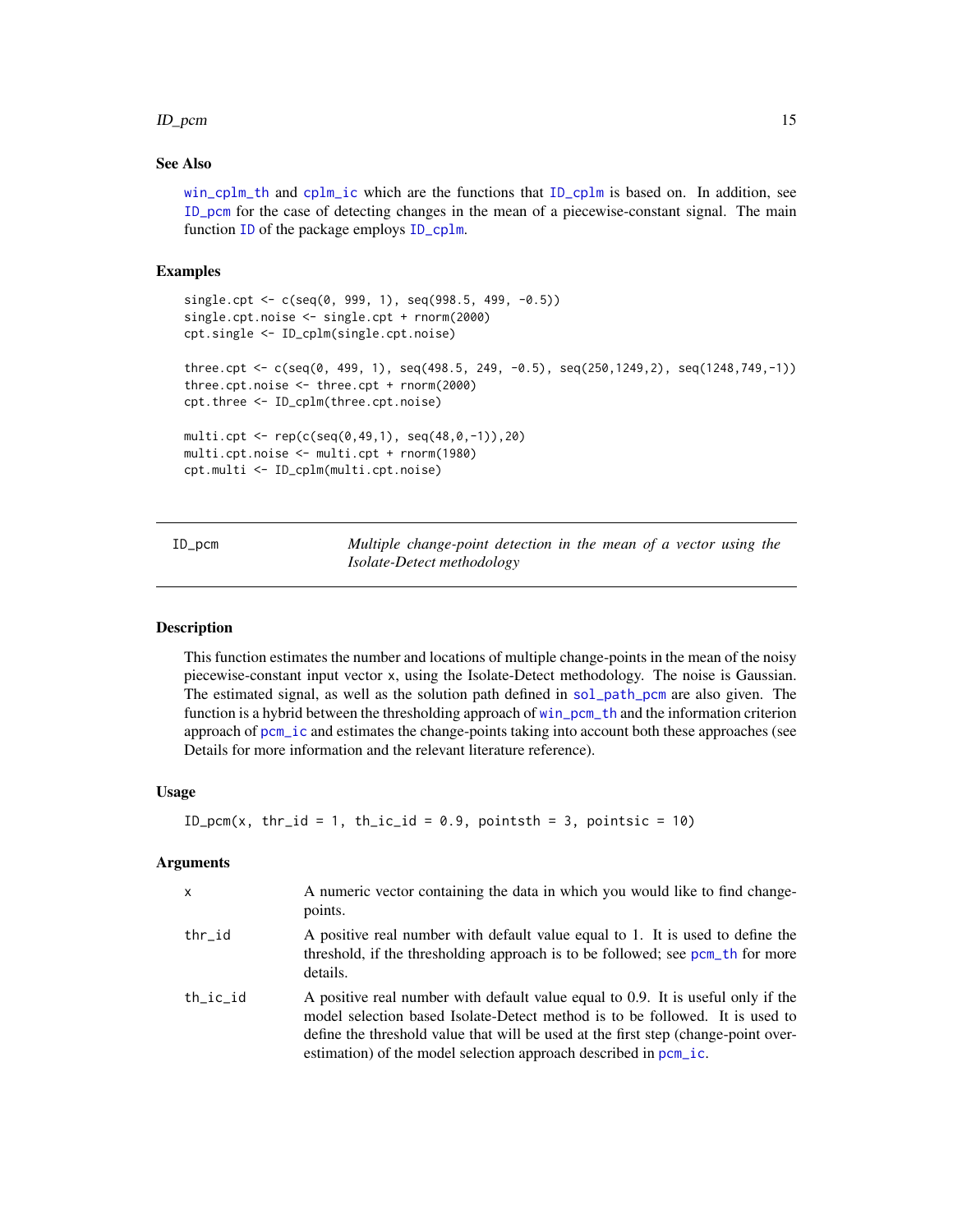### See Also

win_cplm_th and cplm_ic which are the functions that ID_cplm is based on. In addition, see ID_pcm for the case of detecting changes in the mean of a piecewise-constant signal. The main function ID of the package employs ID_cplm.

### Examples

```
single.cpt <- c(seq(0, 999, 1), seq(998.5, 499, -0.5))
single.cpt.noise <- single.cpt + rnorm(2000)
cpt.single <- ID_cplm(single.cpt.noise)

three.cpt <- c(seq(0, 499, 1), seq(498.5, 249, -0.5), seq(250,1249,2), seq(1248,749,-1))
three.cpt.noise <- three.cpt + rnorm(2000)
cpt.three <- ID_cplm(three.cpt.noise)

multi.cpt <- rep(c(seq(0,49,1), seq(48,0,-1)),20)
multi.cpt.noise <- multi.cpt + rnorm(1980)
cpt.multi <- ID_cplm(multi.cpt.noise)
```

---

## ID_pcm — *Multiple change-point detection in the mean of a vector using the Isolate-Detect methodology*

### Description

This function estimates the number and locations of multiple change-points in the mean of the noisy piecewise-constant input vector x, using the Isolate-Detect methodology. The noise is Gaussian. The estimated signal, as well as the solution path defined in sol_path_pcm are also given. The function is a hybrid between the thresholding approach of win_pcm_th and the information criterion approach of pcm_ic and estimates the change-points taking into account both these approaches (see Details for more information and the relevant literature reference).

### Usage

```
ID_pcm(x, thr_id = 1, th_ic_id = 0.9, pointsth = 3, pointsic = 10)
```

### Arguments

| | |
|---|---|
| x | A numeric vector containing the data in which you would like to find change-points. |
| thr_id | A positive real number with default value equal to 1. It is used to define the threshold, if the thresholding approach is to be followed; see pcm_th for more details. |
| th_ic_id | A positive real number with default value equal to 0.9. It is useful only if the model selection based Isolate-Detect method is to be followed. It is used to define the threshold value that will be used at the first step (change-point over-estimation) of the model selection approach described in pcm_ic. |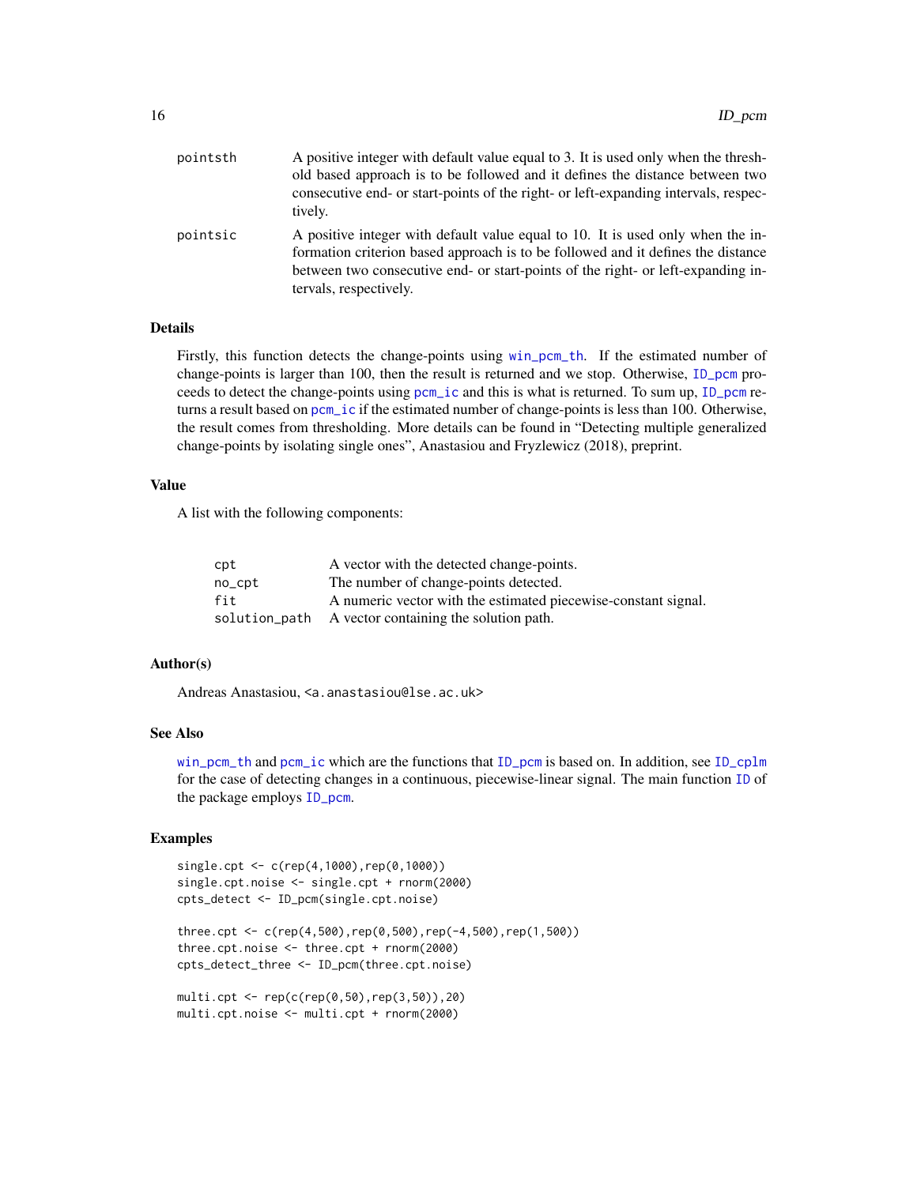| | |
|---|---|
| pointsth | A positive integer with default value equal to 3. It is used only when the threshold based approach is to be followed and it defines the distance between two consecutive end- or start-points of the right- or left-expanding intervals, respectively. |
| pointsic | A positive integer with default value equal to 10. It is used only when the information criterion based approach is to be followed and it defines the distance between two consecutive end- or start-points of the right- or left-expanding intervals, respectively. |

### Details

Firstly, this function detects the change-points using win_pcm_th. If the estimated number of change-points is larger than 100, then the result is returned and we stop. Otherwise, ID_pcm proceeds to detect the change-points using pcm_ic and this is what is returned. To sum up, ID_pcm returns a result based on pcm_ic if the estimated number of change-points is less than 100. Otherwise, the result comes from thresholding. More details can be found in "Detecting multiple generalized change-points by isolating single ones", Anastasiou and Fryzlewicz (2018), preprint.

### Value

A list with the following components:

| | |
|---|---|
| cpt | A vector with the detected change-points. |
| no_cpt | The number of change-points detected. |
| fit | A numeric vector with the estimated piecewise-constant signal. |
| solution_path | A vector containing the solution path. |

### Author(s)

Andreas Anastasiou, <a.anastasiou@lse.ac.uk>

### See Also

win_pcm_th and pcm_ic which are the functions that ID_pcm is based on. In addition, see ID_cplm for the case of detecting changes in a continuous, piecewise-linear signal. The main function ID of the package employs ID_pcm.

### Examples

```
single.cpt <- c(rep(4,1000),rep(0,1000))
single.cpt.noise <- single.cpt + rnorm(2000)
cpts_detect <- ID_pcm(single.cpt.noise)

three.cpt <- c(rep(4,500),rep(0,500),rep(-4,500),rep(1,500))
three.cpt.noise <- three.cpt + rnorm(2000)
cpts_detect_three <- ID_pcm(three.cpt.noise)

multi.cpt <- rep(c(rep(0,50),rep(3,50)),20)
multi.cpt.noise <- multi.cpt + rnorm(2000)
```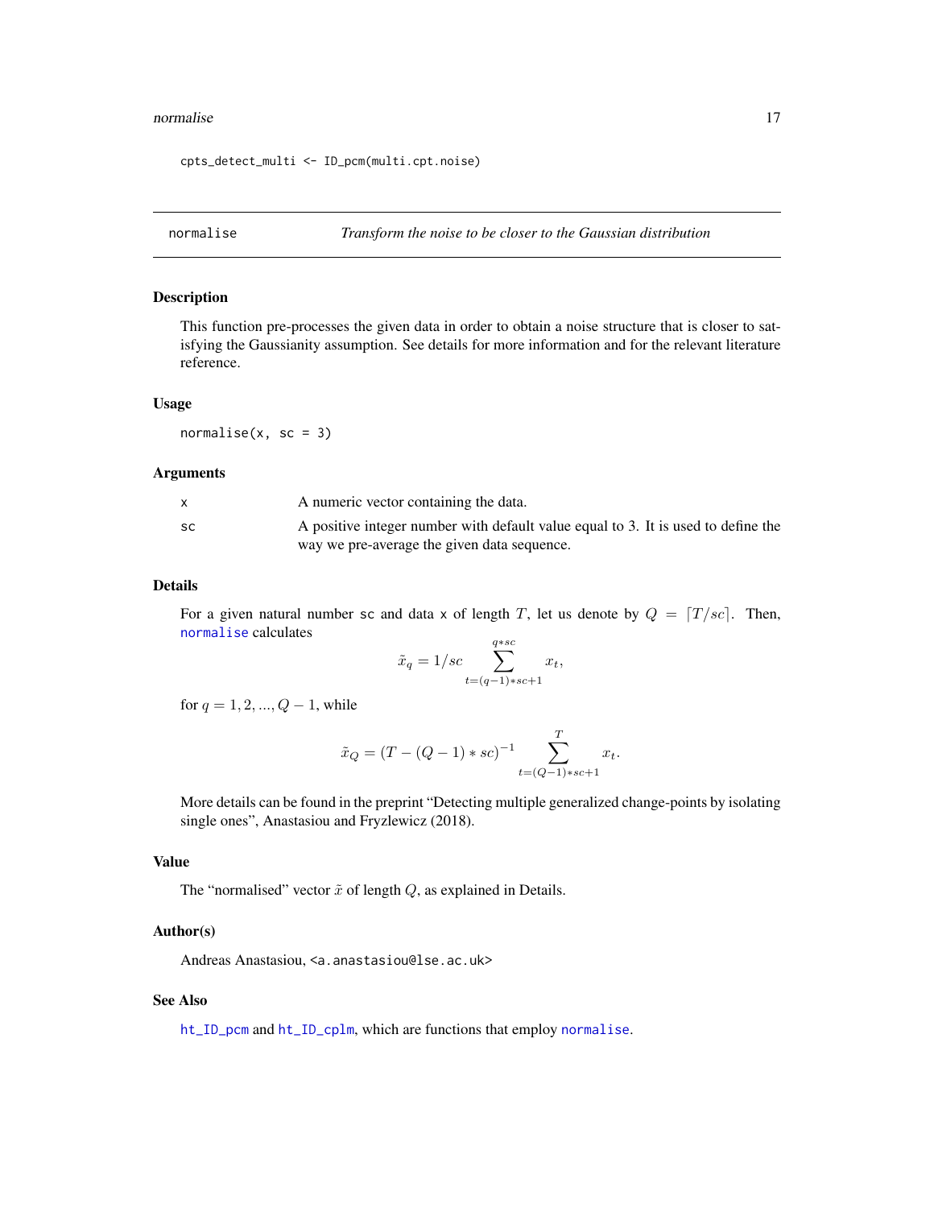```
cpts_detect_multi <- ID_pcm(multi.cpt.noise)
```

## normalise — *Transform the noise to be closer to the Gaussian distribution*

### Description

This function pre-processes the given data in order to obtain a noise structure that is closer to satisfying the Gaussianity assumption. See details for more information and for the relevant literature reference.

### Usage

```
normalise(x, sc = 3)
```

### Arguments

| | |
|---|---|
| x | A numeric vector containing the data. |
| sc | A positive integer number with default value equal to 3. It is used to define the way we pre-average the given data sequence. |

### Details

For a given natural number sc and data x of length $T$, let us denote by $Q = \lceil T/sc \rceil$. Then, normalise calculates

$$\tilde{x}_q = 1/sc \sum_{t=(q-1)*sc+1}^{q*sc} x_t,$$

for $q = 1, 2, ..., Q-1$, while

$$\tilde{x}_Q = (T - (Q-1)*sc)^{-1} \sum_{t=(Q-1)*sc+1}^{T} x_t.$$

More details can be found in the preprint "Detecting multiple generalized change-points by isolating single ones", Anastasiou and Fryzlewicz (2018).

### Value

The "normalised" vector $\tilde{x}$ of length $Q$, as explained in Details.

### Author(s)

Andreas Anastasiou, <a.anastasiou@lse.ac.uk>

### See Also

ht_ID_pcm and ht_ID_cplm, which are functions that employ normalise.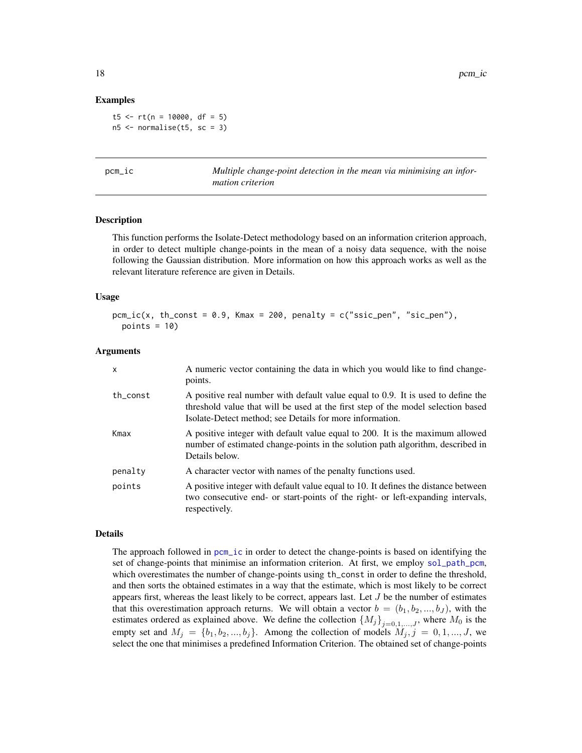### Examples

```
t5 <- rt(n = 10000, df = 5)
n5 <- normalise(t5, sc = 3)
```

---

## pcm_ic — *Multiple change-point detection in the mean via minimising an information criterion*

---

### Description

This function performs the Isolate-Detect methodology based on an information criterion approach, in order to detect multiple change-points in the mean of a noisy data sequence, with the noise following the Gaussian distribution. More information on how this approach works as well as the relevant literature reference are given in Details.

### Usage

```
pcm_ic(x, th_const = 0.9, Kmax = 200, penalty = c("ssic_pen", "sic_pen"),
  points = 10)
```

### Arguments

| | |
|---|---|
| `x` | A numeric vector containing the data in which you would like to find change-points. |
| `th_const` | A positive real number with default value equal to 0.9. It is used to define the threshold value that will be used at the first step of the model selection based Isolate-Detect method; see Details for more information. |
| `Kmax` | A positive integer with default value equal to 200. It is the maximum allowed number of estimated change-points in the solution path algorithm, described in Details below. |
| `penalty` | A character vector with names of the penalty functions used. |
| `points` | A positive integer with default value equal to 10. It defines the distance between two consecutive end- or start-points of the right- or left-expanding intervals, respectively. |

### Details

The approach followed in `pcm_ic` in order to detect the change-points is based on identifying the set of change-points that minimise an information criterion. At first, we employ `sol_path_pcm`, which overestimates the number of change-points using `th_const` in order to define the threshold, and then sorts the obtained estimates in a way that the estimate, which is most likely to be correct appears first, whereas the least likely to be correct, appears last. Let $J$ be the number of estimates that this overestimation approach returns. We will obtain a vector $b = (b_1, b_2, ..., b_J)$, with the estimates ordered as explained above. We define the collection $\{M_j\}_{j=0,1,...,J}$, where $M_0$ is the empty set and $M_j = \{b_1, b_2, ..., b_j\}$. Among the collection of models $M_j, j = 0, 1, ..., J$, we select the one that minimises a predefined Information Criterion. The obtained set of change-points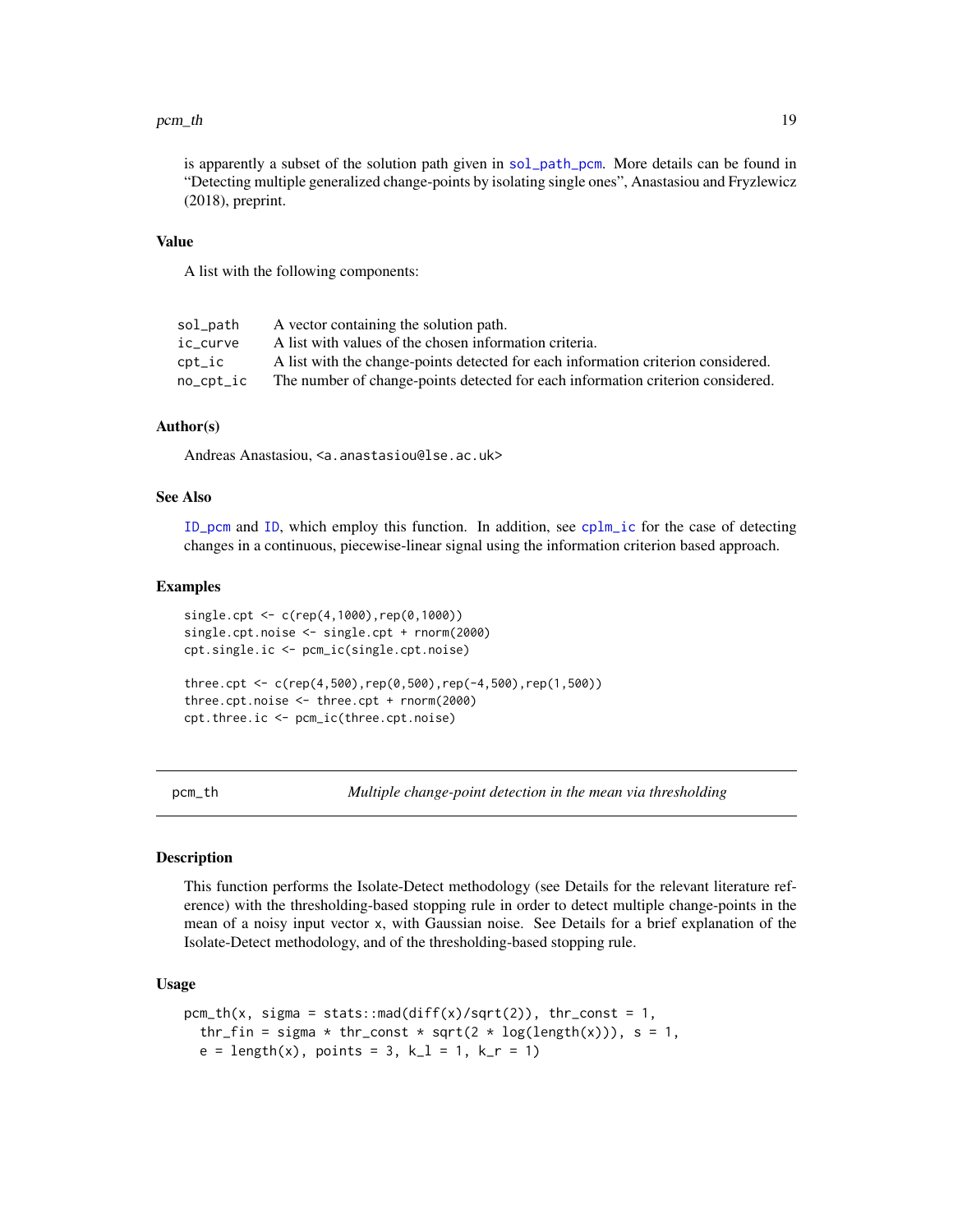is apparently a subset of the solution path given in sol_path_pcm. More details can be found in "Detecting multiple generalized change-points by isolating single ones", Anastasiou and Fryzlewicz (2018), preprint.

### Value

A list with the following components:

| | |
|---|---|
| sol_path | A vector containing the solution path. |
| ic_curve | A list with values of the chosen information criteria. |
| cpt_ic | A list with the change-points detected for each information criterion considered. |
| no_cpt_ic | The number of change-points detected for each information criterion considered. |

### Author(s)

Andreas Anastasiou, <a.anastasiou@lse.ac.uk>

### See Also

ID_pcm and ID, which employ this function. In addition, see cplm_ic for the case of detecting changes in a continuous, piecewise-linear signal using the information criterion based approach.

### Examples

```
single.cpt <- c(rep(4,1000),rep(0,1000))
single.cpt.noise <- single.cpt + rnorm(2000)
cpt.single.ic <- pcm_ic(single.cpt.noise)

three.cpt <- c(rep(4,500),rep(0,500),rep(-4,500),rep(1,500))
three.cpt.noise <- three.cpt + rnorm(2000)
cpt.three.ic <- pcm_ic(three.cpt.noise)
```

## pcm_th *Multiple change-point detection in the mean via thresholding*

### Description

This function performs the Isolate-Detect methodology (see Details for the relevant literature reference) with the thresholding-based stopping rule in order to detect multiple change-points in the mean of a noisy input vector x, with Gaussian noise. See Details for a brief explanation of the Isolate-Detect methodology, and of the thresholding-based stopping rule.

### Usage

```
pcm_th(x, sigma = stats::mad(diff(x)/sqrt(2)), thr_const = 1,
  thr_fin = sigma * thr_const * sqrt(2 * log(length(x))), s = 1,
  e = length(x), points = 3, k_l = 1, k_r = 1)
```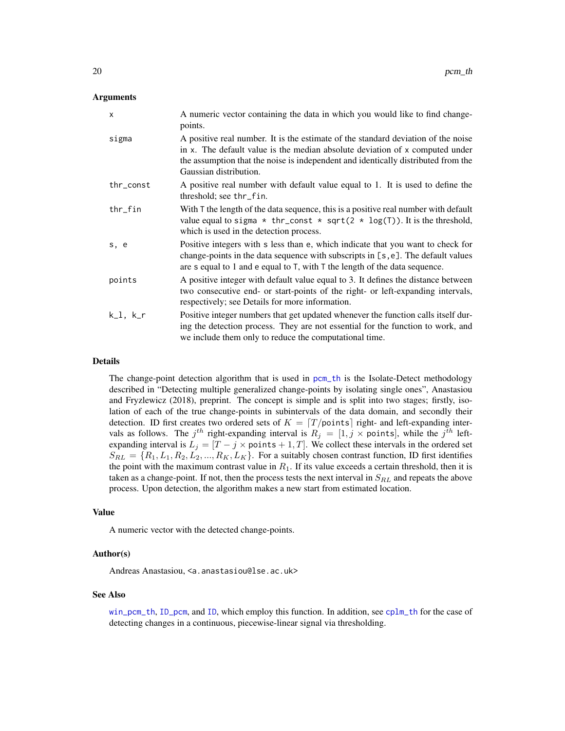### Arguments

| | |
|---|---|
| x | A numeric vector containing the data in which you would like to find change-points. |
| sigma | A positive real number. It is the estimate of the standard deviation of the noise in x. The default value is the median absolute deviation of x computed under the assumption that the noise is independent and identically distributed from the Gaussian distribution. |
| thr_const | A positive real number with default value equal to 1. It is used to define the threshold; see thr_fin. |
| thr_fin | With T the length of the data sequence, this is a positive real number with default value equal to sigma * thr_const * sqrt(2 * log(T)). It is the threshold, which is used in the detection process. |
| s, e | Positive integers with s less than e, which indicate that you want to check for change-points in the data sequence with subscripts in [s,e]. The default values are s equal to 1 and e equal to T, with T the length of the data sequence. |
| points | A positive integer with default value equal to 3. It defines the distance between two consecutive end- or start-points of the right- or left-expanding intervals, respectively; see Details for more information. |
| k_l, k_r | Positive integer numbers that get updated whenever the function calls itself during the detection process. They are not essential for the function to work, and we include them only to reduce the computational time. |

### Details

The change-point detection algorithm that is used in pcm_th is the Isolate-Detect methodology described in "Detecting multiple generalized change-points by isolating single ones", Anastasiou and Fryzlewicz (2018), preprint. The concept is simple and is split into two stages; firstly, isolation of each of the true change-points in subintervals of the data domain, and secondly their detection. ID first creates two ordered sets of $K = \lceil T/\texttt{points} \rceil$ right- and left-expanding intervals as follows. The $j^{th}$ right-expanding interval is $R_j = [1, j \times \texttt{points}]$, while the $j^{th}$ left-expanding interval is $L_j = [T - j \times \texttt{points} + 1, T]$. We collect these intervals in the ordered set $S_{RL} = \{R_1, L_1, R_2, L_2, ..., R_K, L_K\}$. For a suitably chosen contrast function, ID first identifies the point with the maximum contrast value in $R_1$. If its value exceeds a certain threshold, then it is taken as a change-point. If not, then the process tests the next interval in $S_{RL}$ and repeats the above process. Upon detection, the algorithm makes a new start from estimated location.

### Value

A numeric vector with the detected change-points.

### Author(s)

Andreas Anastasiou, <a.anastasiou@lse.ac.uk>

### See Also

win_pcm_th, ID_pcm, and ID, which employ this function. In addition, see cplm_th for the case of detecting changes in a continuous, piecewise-linear signal via thresholding.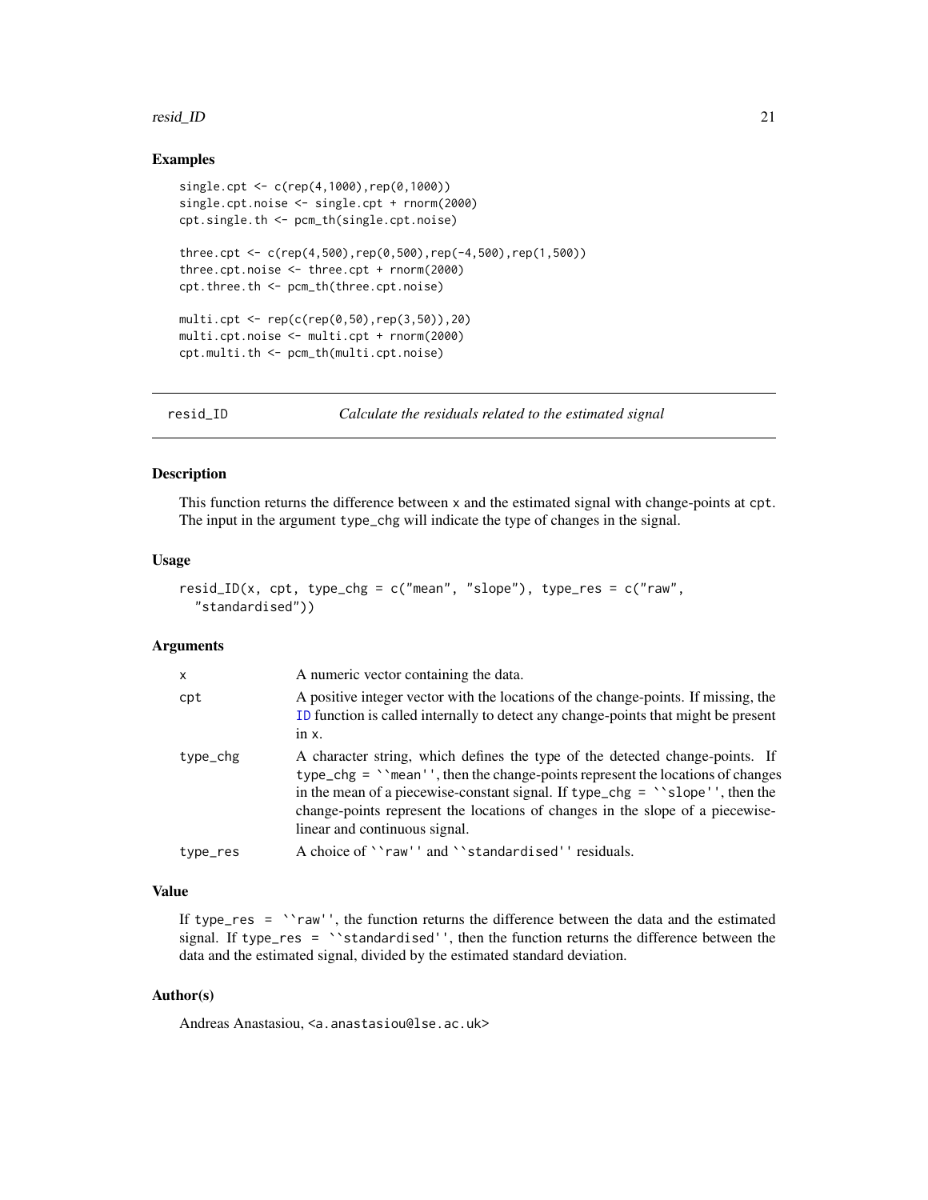### Examples

```
single.cpt <- c(rep(4,1000),rep(0,1000))
single.cpt.noise <- single.cpt + rnorm(2000)
cpt.single.th <- pcm_th(single.cpt.noise)

three.cpt <- c(rep(4,500),rep(0,500),rep(-4,500),rep(1,500))
three.cpt.noise <- three.cpt + rnorm(2000)
cpt.three.th <- pcm_th(three.cpt.noise)

multi.cpt <- rep(c(rep(0,50),rep(3,50)),20)
multi.cpt.noise <- multi.cpt + rnorm(2000)
cpt.multi.th <- pcm_th(multi.cpt.noise)
```

---

## resid_ID *Calculate the residuals related to the estimated signal*

---

### Description

This function returns the difference between x and the estimated signal with change-points at cpt. The input in the argument type_chg will indicate the type of changes in the signal.

### Usage

```
resid_ID(x, cpt, type_chg = c("mean", "slope"), type_res = c("raw",
  "standardised"))
```

### Arguments

| | |
|---|---|
| x | A numeric vector containing the data. |
| cpt | A positive integer vector with the locations of the change-points. If missing, the ID function is called internally to detect any change-points that might be present in x. |
| type_chg | A character string, which defines the type of the detected change-points. If type_chg = ``mean'', then the change-points represent the locations of changes in the mean of a piecewise-constant signal. If type_chg = ``slope'', then the change-points represent the locations of changes in the slope of a piecewise-linear and continuous signal. |
| type_res | A choice of ``raw'' and ``standardised'' residuals. |

### Value

If type_res = ``raw'', the function returns the difference between the data and the estimated signal. If type_res = ``standardised'', then the function returns the difference between the data and the estimated signal, divided by the estimated standard deviation.

### Author(s)

Andreas Anastasiou, <a.anastasiou@lse.ac.uk>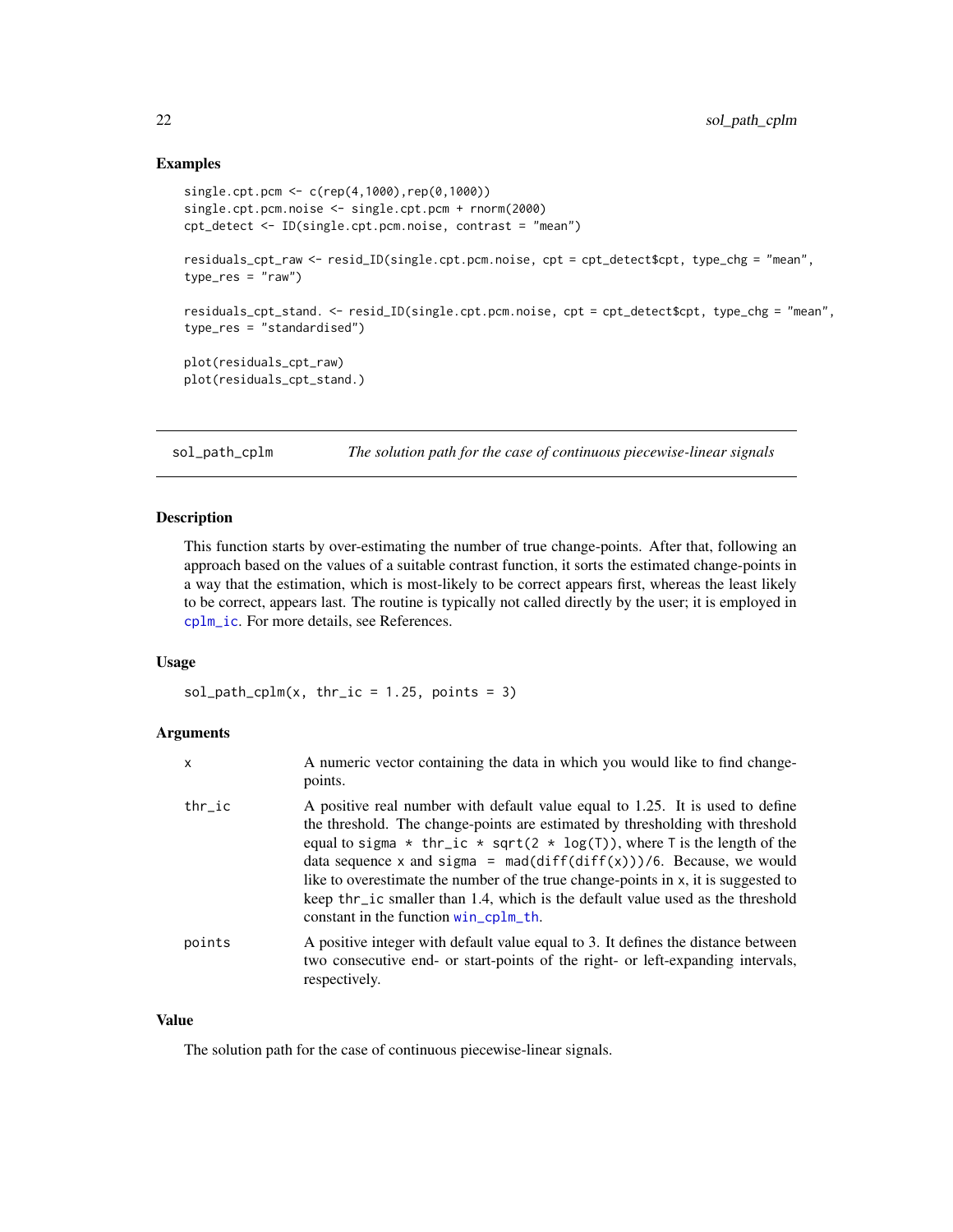## Examples

```
single.cpt.pcm <- c(rep(4,1000),rep(0,1000))
single.cpt.pcm.noise <- single.cpt.pcm + rnorm(2000)
cpt_detect <- ID(single.cpt.pcm.noise, contrast = "mean")

residuals_cpt_raw <- resid_ID(single.cpt.pcm.noise, cpt = cpt_detect$cpt, type_chg = "mean",
type_res = "raw")

residuals_cpt_stand. <- resid_ID(single.cpt.pcm.noise, cpt = cpt_detect$cpt, type_chg = "mean",
type_res = "standardised")

plot(residuals_cpt_raw)
plot(residuals_cpt_stand.)
```

---

# sol_path_cplm — *The solution path for the case of continuous piecewise-linear signals*

## Description

This function starts by over-estimating the number of true change-points. After that, following an approach based on the values of a suitable contrast function, it sorts the estimated change-points in a way that the estimation, which is most-likely to be correct appears first, whereas the least likely to be correct, appears last. The routine is typically not called directly by the user; it is employed in `cplm_ic`. For more details, see References.

## Usage

```
sol_path_cplm(x, thr_ic = 1.25, points = 3)
```

## Arguments

| | |
|---|---|
| `x` | A numeric vector containing the data in which you would like to find change-points. |
| `thr_ic` | A positive real number with default value equal to 1.25. It is used to define the threshold. The change-points are estimated by thresholding with threshold equal to `sigma * thr_ic * sqrt(2 * log(T))`, where `T` is the length of the data sequence `x` and `sigma = mad(diff(diff(x)))/6`. Because, we would like to overestimate the number of the true change-points in `x`, it is suggested to keep `thr_ic` smaller than 1.4, which is the default value used as the threshold constant in the function `win_cplm_th`. |
| `points` | A positive integer with default value equal to 3. It defines the distance between two consecutive end- or start-points of the right- or left-expanding intervals, respectively. |

## Value

The solution path for the case of continuous piecewise-linear signals.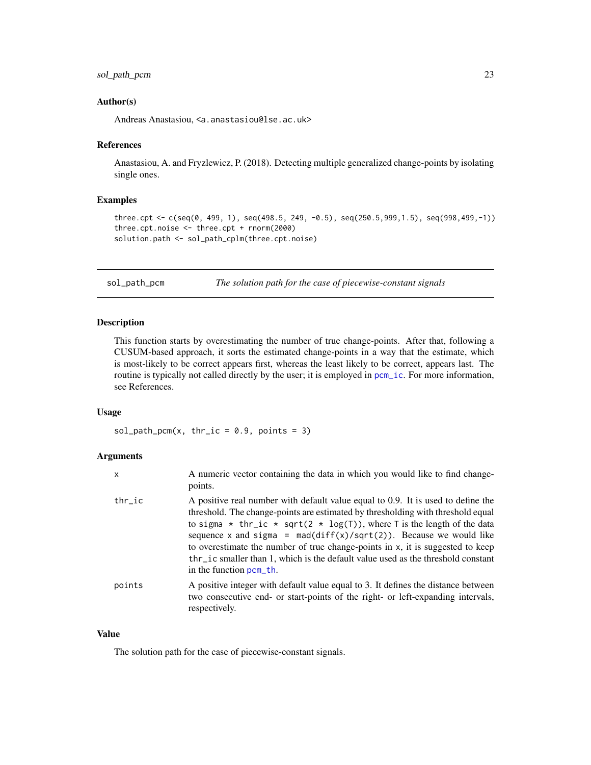### Author(s)

Andreas Anastasiou, <a.anastasiou@lse.ac.uk>

### References

Anastasiou, A. and Fryzlewicz, P. (2018). Detecting multiple generalized change-points by isolating single ones.

### Examples

```
three.cpt <- c(seq(0, 499, 1), seq(498.5, 249, -0.5), seq(250.5,999,1.5), seq(998,499,-1))
three.cpt.noise <- three.cpt + rnorm(2000)
solution.path <- sol_path_cplm(three.cpt.noise)
```

---

## sol_path_pcm — *The solution path for the case of piecewise-constant signals*

### Description

This function starts by overestimating the number of true change-points. After that, following a CUSUM-based approach, it sorts the estimated change-points in a way that the estimate, which is most-likely to be correct appears first, whereas the least likely to be correct, appears last. The routine is typically not called directly by the user; it is employed in pcm_ic. For more information, see References.

### Usage

```
sol_path_pcm(x, thr_ic = 0.9, points = 3)
```

### Arguments

| | |
|---|---|
| x | A numeric vector containing the data in which you would like to find change-points. |
| thr_ic | A positive real number with default value equal to 0.9. It is used to define the threshold. The change-points are estimated by thresholding with threshold equal to `sigma * thr_ic * sqrt(2 * log(T))`, where `T` is the length of the data sequence `x` and `sigma = mad(diff(x)/sqrt(2))`. Because we would like to overestimate the number of true change-points in `x`, it is suggested to keep `thr_ic` smaller than 1, which is the default value used as the threshold constant in the function pcm_th. |
| points | A positive integer with default value equal to 3. It defines the distance between two consecutive end- or start-points of the right- or left-expanding intervals, respectively. |

### Value

The solution path for the case of piecewise-constant signals.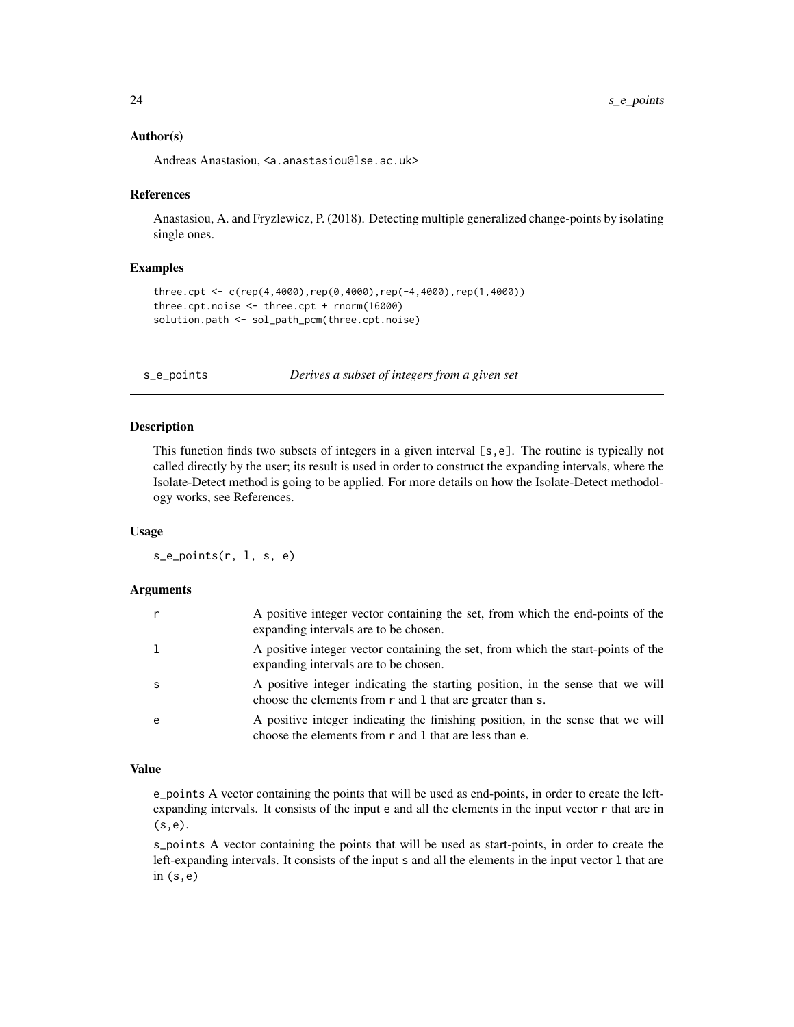### Author(s)

Andreas Anastasiou, <a.anastasiou@lse.ac.uk>

### References

Anastasiou, A. and Fryzlewicz, P. (2018). Detecting multiple generalized change-points by isolating single ones.

### Examples

```
three.cpt <- c(rep(4,4000),rep(0,4000),rep(-4,4000),rep(1,4000))
three.cpt.noise <- three.cpt + rnorm(16000)
solution.path <- sol_path_pcm(three.cpt.noise)
```

---

## s_e_points — *Derives a subset of integers from a given set*

---

### Description

This function finds two subsets of integers in a given interval `[s,e]`. The routine is typically not called directly by the user; its result is used in order to construct the expanding intervals, where the Isolate-Detect method is going to be applied. For more details on how the Isolate-Detect methodology works, see References.

### Usage

```
s_e_points(r, l, s, e)
```

### Arguments

| | |
|---|---|
| r | A positive integer vector containing the set, from which the end-points of the expanding intervals are to be chosen. |
| l | A positive integer vector containing the set, from which the start-points of the expanding intervals are to be chosen. |
| s | A positive integer indicating the starting position, in the sense that we will choose the elements from `r` and `l` that are greater than `s`. |
| e | A positive integer indicating the finishing position, in the sense that we will choose the elements from `r` and `l` that are less than `e`. |

### Value

`e_points` A vector containing the points that will be used as end-points, in order to create the left-expanding intervals. It consists of the input `e` and all the elements in the input vector `r` that are in `(s,e)`.

`s_points` A vector containing the points that will be used as start-points, in order to create the left-expanding intervals. It consists of the input `s` and all the elements in the input vector `l` that are in `(s,e)`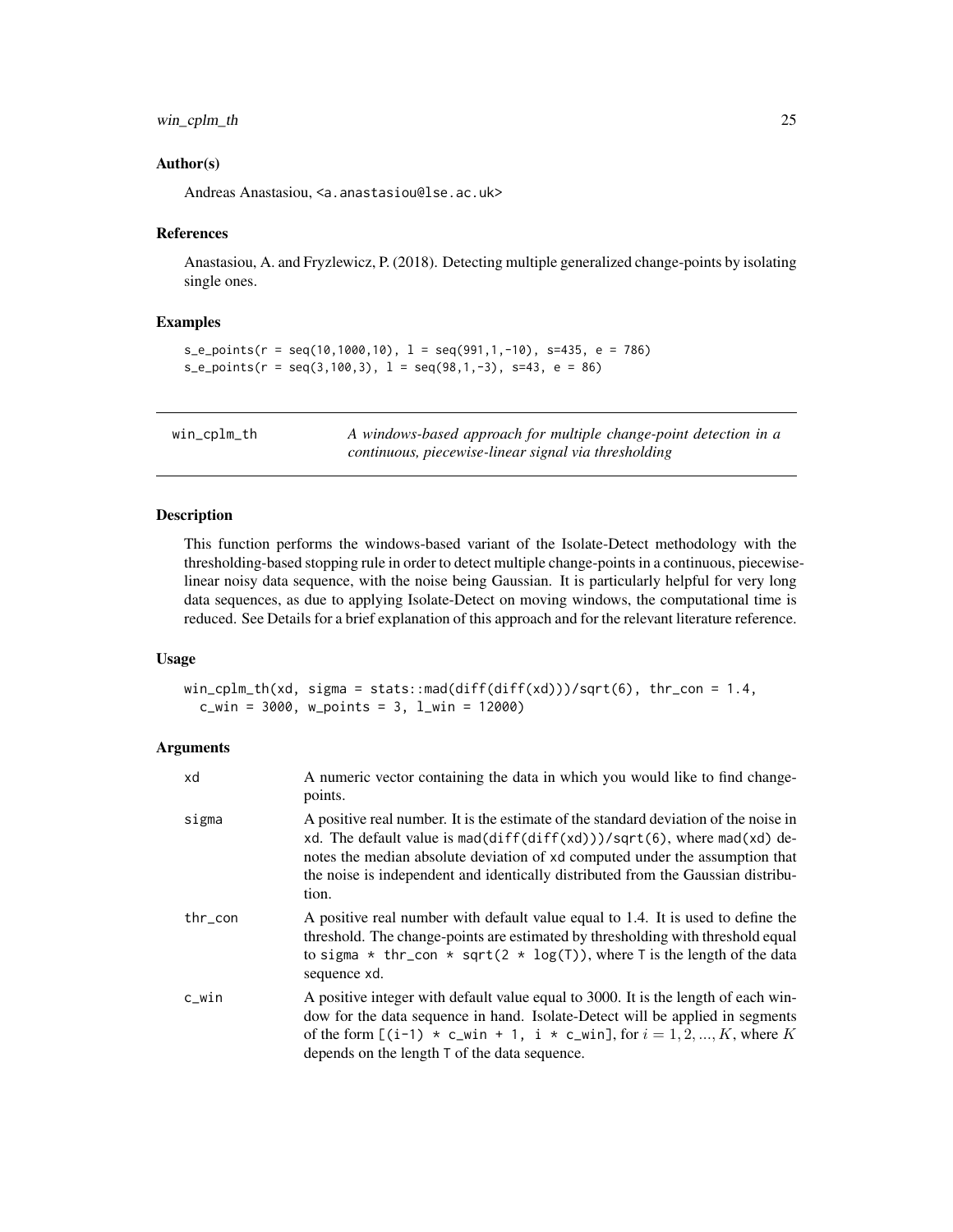### Author(s)

Andreas Anastasiou, <a.anastasiou@lse.ac.uk>

### References

Anastasiou, A. and Fryzlewicz, P. (2018). Detecting multiple generalized change-points by isolating single ones.

### Examples

```
s_e_points(r = seq(10,1000,10), l = seq(991,1,-10), s=435, e = 786)
s_e_points(r = seq(3,100,3), l = seq(98,1,-3), s=43, e = 86)
```

---

## win_cplm_th

*A windows-based approach for multiple change-point detection in a continuous, piecewise-linear signal via thresholding*

---

### Description

This function performs the windows-based variant of the Isolate-Detect methodology with the thresholding-based stopping rule in order to detect multiple change-points in a continuous, piecewise-linear noisy data sequence, with the noise being Gaussian. It is particularly helpful for very long data sequences, as due to applying Isolate-Detect on moving windows, the computational time is reduced. See Details for a brief explanation of this approach and for the relevant literature reference.

### Usage

```
win_cplm_th(xd, sigma = stats::mad(diff(diff(xd)))/sqrt(6), thr_con = 1.4,
  c_win = 3000, w_points = 3, l_win = 12000)
```

### Arguments

| | |
|---|---|
| xd | A numeric vector containing the data in which you would like to find change-points. |
| sigma | A positive real number. It is the estimate of the standard deviation of the noise in xd. The default value is mad(diff(diff(xd)))/sqrt(6), where mad(xd) denotes the median absolute deviation of xd computed under the assumption that the noise is independent and identically distributed from the Gaussian distribution. |
| thr_con | A positive real number with default value equal to 1.4. It is used to define the threshold. The change-points are estimated by thresholding with threshold equal to sigma * thr_con * sqrt(2 * log(T)), where T is the length of the data sequence xd. |
| c_win | A positive integer with default value equal to 3000. It is the length of each window for the data sequence in hand. Isolate-Detect will be applied in segments of the form [(i-1) * c_win + 1, i * c_win], for $i = 1, 2, ..., K$, where $K$ depends on the length T of the data sequence. |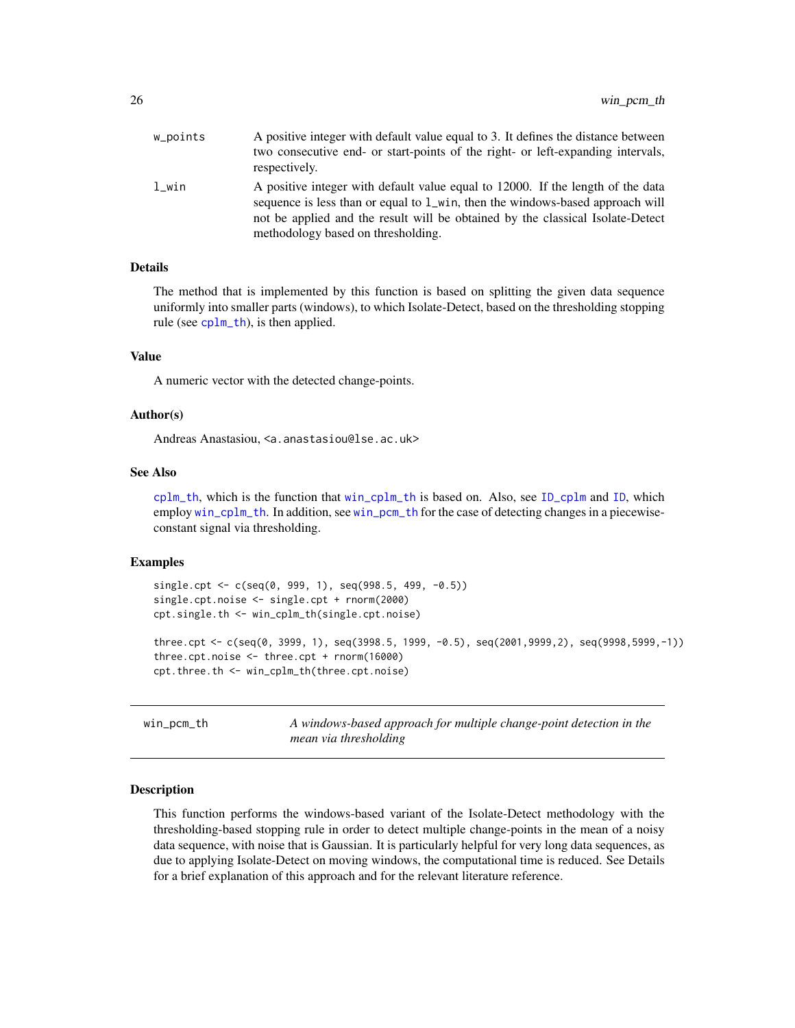| | |
|---|---|
| w_points | A positive integer with default value equal to 3. It defines the distance between two consecutive end- or start-points of the right- or left-expanding intervals, respectively. |
| l_win | A positive integer with default value equal to 12000. If the length of the data sequence is less than or equal to l_win, then the windows-based approach will not be applied and the result will be obtained by the classical Isolate-Detect methodology based on thresholding. |

### Details

The method that is implemented by this function is based on splitting the given data sequence uniformly into smaller parts (windows), to which Isolate-Detect, based on the thresholding stopping rule (see cplm_th), is then applied.

### Value

A numeric vector with the detected change-points.

### Author(s)

Andreas Anastasiou, <a.anastasiou@lse.ac.uk>

### See Also

cplm_th, which is the function that win_cplm_th is based on. Also, see ID_cplm and ID, which employ win_cplm_th. In addition, see win_pcm_th for the case of detecting changes in a piecewise-constant signal via thresholding.

### Examples

```
single.cpt <- c(seq(0, 999, 1), seq(998.5, 499, -0.5))
single.cpt.noise <- single.cpt + rnorm(2000)
cpt.single.th <- win_cplm_th(single.cpt.noise)

three.cpt <- c(seq(0, 3999, 1), seq(3998.5, 1999, -0.5), seq(2001,9999,2), seq(9998,5999,-1))
three.cpt.noise <- three.cpt + rnorm(16000)
cpt.three.th <- win_cplm_th(three.cpt.noise)
```

---

## win_pcm_th — *A windows-based approach for multiple change-point detection in the mean via thresholding*

### Description

This function performs the windows-based variant of the Isolate-Detect methodology with the thresholding-based stopping rule in order to detect multiple change-points in the mean of a noisy data sequence, with noise that is Gaussian. It is particularly helpful for very long data sequences, as due to applying Isolate-Detect on moving windows, the computational time is reduced. See Details for a brief explanation of this approach and for the relevant literature reference.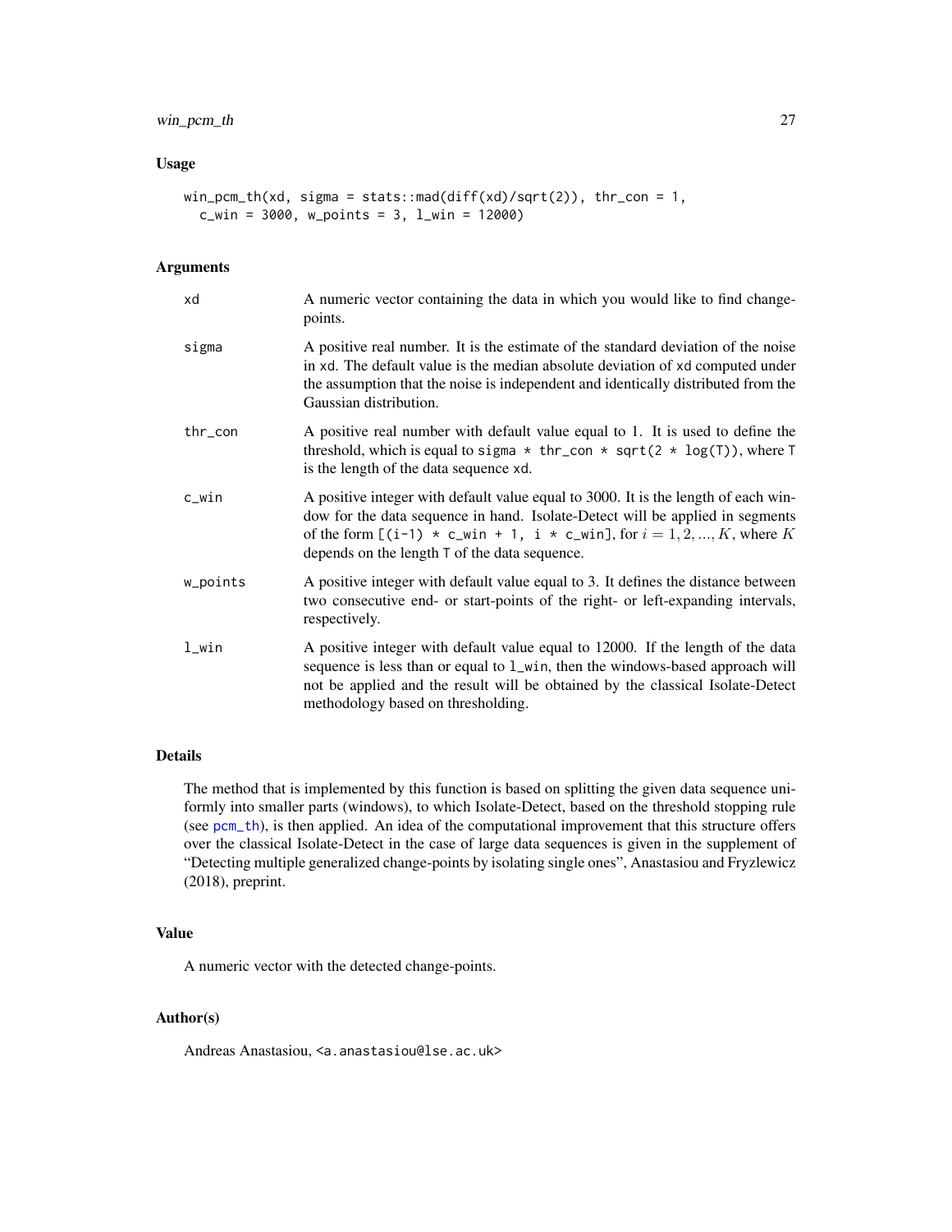### Usage

```
win_pcm_th(xd, sigma = stats::mad(diff(xd)/sqrt(2)), thr_con = 1,
  c_win = 3000, w_points = 3, l_win = 12000)
```

### Arguments

| | |
|---|---|
| xd | A numeric vector containing the data in which you would like to find change-points. |
| sigma | A positive real number. It is the estimate of the standard deviation of the noise in xd. The default value is the median absolute deviation of xd computed under the assumption that the noise is independent and identically distributed from the Gaussian distribution. |
| thr_con | A positive real number with default value equal to 1. It is used to define the threshold, which is equal to sigma * thr_con * sqrt(2 * log(T)), where T is the length of the data sequence xd. |
| c_win | A positive integer with default value equal to 3000. It is the length of each window for the data sequence in hand. Isolate-Detect will be applied in segments of the form [(i-1) * c_win + 1, i * c_win], for $i = 1, 2, ..., K$, where $K$ depends on the length T of the data sequence. |
| w_points | A positive integer with default value equal to 3. It defines the distance between two consecutive end- or start-points of the right- or left-expanding intervals, respectively. |
| l_win | A positive integer with default value equal to 12000. If the length of the data sequence is less than or equal to l_win, then the windows-based approach will not be applied and the result will be obtained by the classical Isolate-Detect methodology based on thresholding. |

### Details

The method that is implemented by this function is based on splitting the given data sequence uniformly into smaller parts (windows), to which Isolate-Detect, based on the threshold stopping rule (see pcm_th), is then applied. An idea of the computational improvement that this structure offers over the classical Isolate-Detect in the case of large data sequences is given in the supplement of "Detecting multiple generalized change-points by isolating single ones", Anastasiou and Fryzlewicz (2018), preprint.

### Value

A numeric vector with the detected change-points.

### Author(s)

Andreas Anastasiou, <a.anastasiou@lse.ac.uk>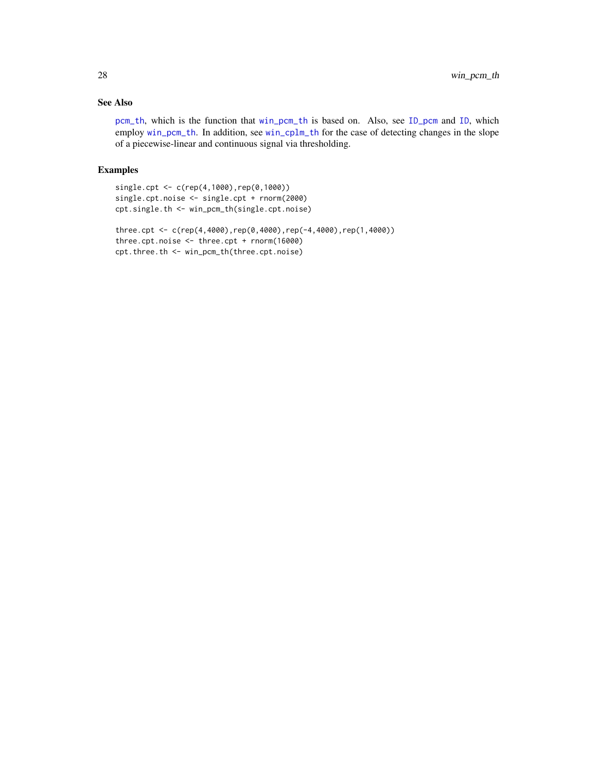### See Also

`pcm_th`, which is the function that `win_pcm_th` is based on. Also, see `ID_pcm` and `ID`, which employ `win_pcm_th`. In addition, see `win_cplm_th` for the case of detecting changes in the slope of a piecewise-linear and continuous signal via thresholding.

### Examples

```
single.cpt <- c(rep(4,1000),rep(0,1000))
single.cpt.noise <- single.cpt + rnorm(2000)
cpt.single.th <- win_pcm_th(single.cpt.noise)

three.cpt <- c(rep(4,4000),rep(0,4000),rep(-4,4000),rep(1,4000))
three.cpt.noise <- three.cpt + rnorm(16000)
cpt.three.th <- win_pcm_th(three.cpt.noise)
```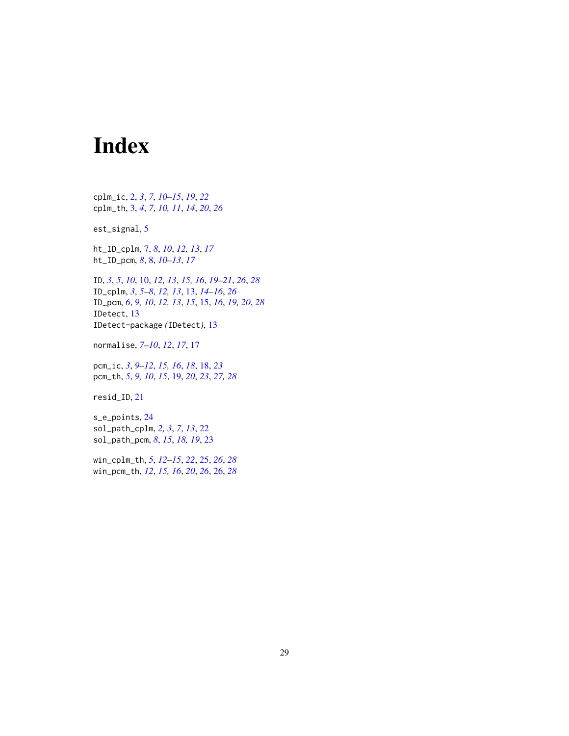# Index

cplm_ic, 2, *3*, *7*, *10–15*, *19*, *22*
cplm_th, 3, *4*, *7*, *10, 11*, *14*, *20*, *26*

est_signal, 5

ht_ID_cplm, 7, *8*, *10*, *12, 13*, *17*
ht_ID_pcm, *8*, 8, *10–13*, *17*

ID, *3*, *5*, *10*, 10, *12, 13*, *15, 16*, *19–21*, *26*, *28*
ID_cplm, *3*, *5–8*, *12, 13*, 13, *14–16*, *26*
ID_pcm, *6*, *9, 10*, *12, 13*, *15*, 15, *16*, *19, 20*, *28*
IDetect, 13
IDetect-package *(*IDetect*)*, 13

normalise, *7–10*, *12*, *17*, 17

pcm_ic, *3*, *9–12*, *15, 16*, *18*, 18, *23*
pcm_th, *5*, *9, 10*, *15*, 19, *20*, *23*, *27, 28*

resid_ID, 21

s_e_points, 24
sol_path_cplm, *2, 3*, *7*, *13*, 22
sol_path_pcm, *8*, *15*, *18, 19*, 23

win_cplm_th, *5*, *12–15*, *22*, 25, *26*, *28*
win_pcm_th, *12*, *15, 16*, *20*, *26*, 26, *28*